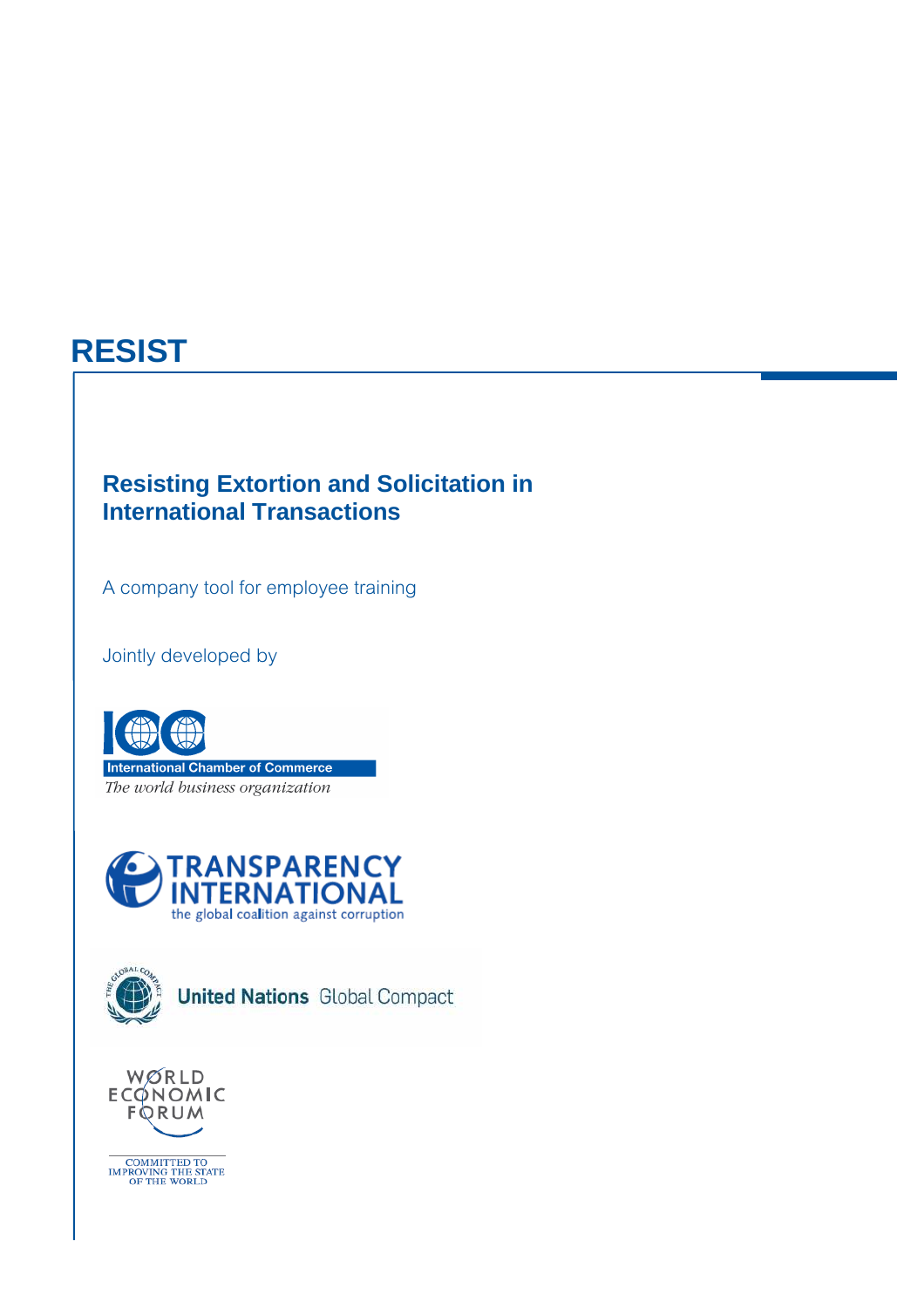# RESIST

## Resisting Extortion and Solicitation in International Transactions

A company tool for employee training

Jointly developed by

International Chamber of Commerce

*The world business organization*

TRANSPARENCY INTERNATIONAL

the global coalition against corruption

United Nations Global Compact

WORLD ECONOMIC FORUM

COMMITTED TO IMPROVING THE STATE OF THE WORLD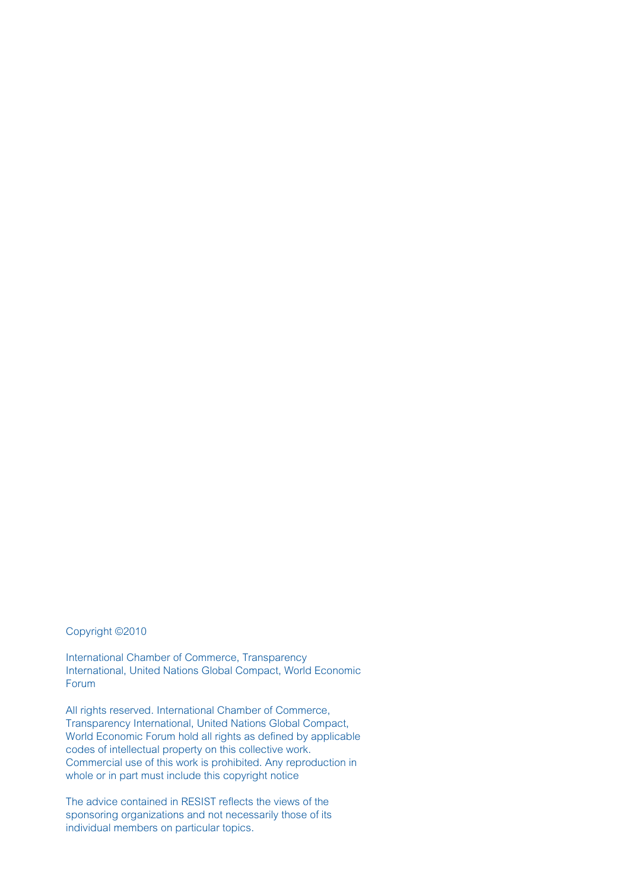Copyright ©2010

International Chamber of Commerce, Transparency International, United Nations Global Compact, World Economic Forum

All rights reserved. International Chamber of Commerce, Transparency International, United Nations Global Compact, World Economic Forum hold all rights as defined by applicable codes of intellectual property on this collective work. Commercial use of this work is prohibited. Any reproduction in whole or in part must include this copyright notice

The advice contained in RESIST reflects the views of the sponsoring organizations and not necessarily those of its individual members on particular topics.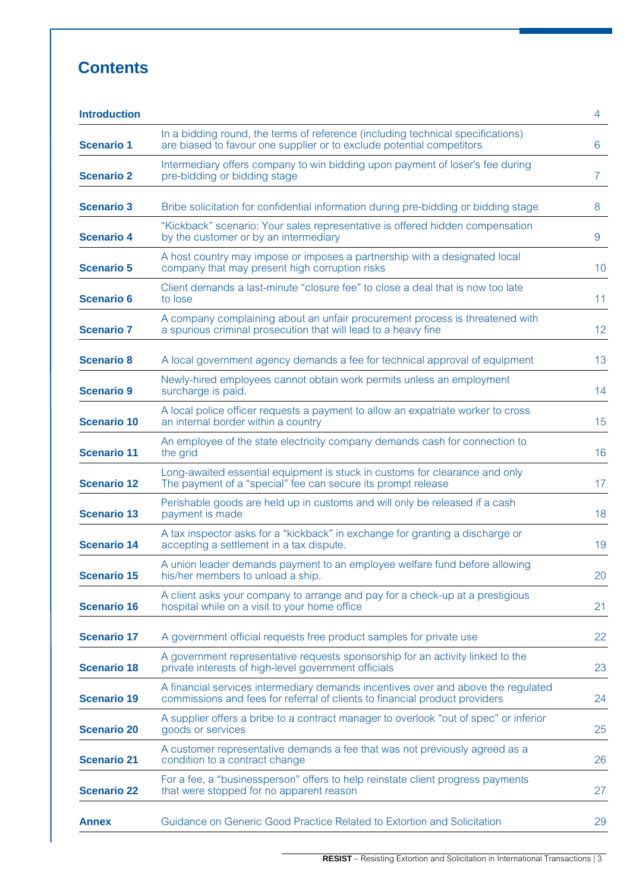# Contents

| | | |
|---|---|---|
| **Introduction** | | 4 |
| **Scenario 1** | In a bidding round, the terms of reference (including technical specifications) are biased to favour one supplier or to exclude potential competitors | 6 |
| **Scenario 2** | Intermediary offers company to win bidding upon payment of loser's fee during pre-bidding or bidding stage | 7 |
| **Scenario 3** | Bribe solicitation for confidential information during pre-bidding or bidding stage | 8 |
| **Scenario 4** | "Kickback" scenario: Your sales representative is offered hidden compensation by the customer or by an intermediary | 9 |
| **Scenario 5** | A host country may impose or imposes a partnership with a designated local company that may present high corruption risks | 10 |
| **Scenario 6** | Client demands a last-minute "closure fee" to close a deal that is now too late to lose | 11 |
| **Scenario 7** | A company complaining about an unfair procurement process is threatened with a spurious criminal prosecution that will lead to a heavy fine | 12 |
| **Scenario 8** | A local government agency demands a fee for technical approval of equipment | 13 |
| **Scenario 9** | Newly-hired employees cannot obtain work permits unless an employment surcharge is paid. | 14 |
| **Scenario 10** | A local police officer requests a payment to allow an expatriate worker to cross an internal border within a country | 15 |
| **Scenario 11** | An employee of the state electricity company demands cash for connection to the grid | 16 |
| **Scenario 12** | Long-awaited essential equipment is stuck in customs for clearance and only The payment of a "special" fee can secure its prompt release | 17 |
| **Scenario 13** | Perishable goods are held up in customs and will only be released if a cash payment is made | 18 |
| **Scenario 14** | A tax inspector asks for a "kickback" in exchange for granting a discharge or accepting a settlement in a tax dispute. | 19 |
| **Scenario 15** | A union leader demands payment to an employee welfare fund before allowing his/her members to unload a ship. | 20 |
| **Scenario 16** | A client asks your company to arrange and pay for a check-up at a prestigious hospital while on a visit to your home office | 21 |
| **Scenario 17** | A government official requests free product samples for private use | 22 |
| **Scenario 18** | A government representative requests sponsorship for an activity linked to the private interests of high-level government officials | 23 |
| **Scenario 19** | A financial services intermediary demands incentives over and above the regulated commissions and fees for referral of clients to financial product providers | 24 |
| **Scenario 20** | A supplier offers a bribe to a contract manager to overlook "out of spec" or inferior goods or services | 25 |
| **Scenario 21** | A customer representative demands a fee that was not previously agreed as a condition to a contract change | 26 |
| **Scenario 22** | For a fee, a "businessperson" offers to help reinstate client progress payments that were stopped for no apparent reason | 27 |
| **Annex** | Guidance on Generic Good Practice Related to Extortion and Solicitation | 29 |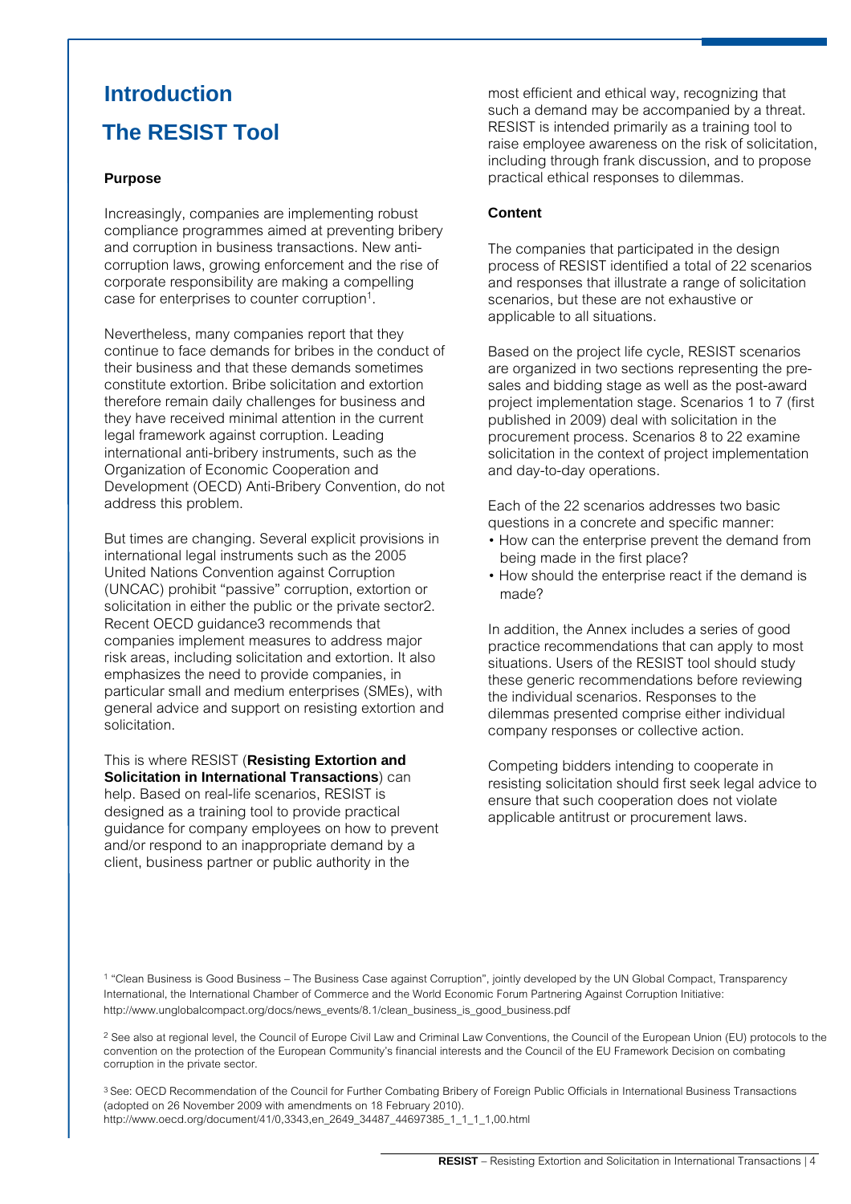# Introduction

# The RESIST Tool

### Purpose

Increasingly, companies are implementing robust compliance programmes aimed at preventing bribery and corruption in business transactions. New anti-corruption laws, growing enforcement and the rise of corporate responsibility are making a compelling case for enterprises to counter corruption[1].

Nevertheless, many companies report that they continue to face demands for bribes in the conduct of their business and that these demands sometimes constitute extortion. Bribe solicitation and extortion therefore remain daily challenges for business and they have received minimal attention in the current legal framework against corruption. Leading international anti-bribery instruments, such as the Organization of Economic Cooperation and Development (OECD) Anti-Bribery Convention, do not address this problem.

But times are changing. Several explicit provisions in international legal instruments such as the 2005 United Nations Convention against Corruption (UNCAC) prohibit "passive" corruption, extortion or solicitation in either the public or the private sector2. Recent OECD guidance3 recommends that companies implement measures to address major risk areas, including solicitation and extortion. It also emphasizes the need to provide companies, in particular small and medium enterprises (SMEs), with general advice and support on resisting extortion and solicitation.

This is where RESIST (**Resisting Extortion and Solicitation in International Transactions**) can help. Based on real-life scenarios, RESIST is designed as a training tool to provide practical guidance for company employees on how to prevent and/or respond to an inappropriate demand by a client, business partner or public authority in the most efficient and ethical way, recognizing that such a demand may be accompanied by a threat. RESIST is intended primarily as a training tool to raise employee awareness on the risk of solicitation, including through frank discussion, and to propose practical ethical responses to dilemmas.

### Content

The companies that participated in the design process of RESIST identified a total of 22 scenarios and responses that illustrate a range of solicitation scenarios, but these are not exhaustive or applicable to all situations.

Based on the project life cycle, RESIST scenarios are organized in two sections representing the pre-sales and bidding stage as well as the post-award project implementation stage. Scenarios 1 to 7 (first published in 2009) deal with solicitation in the procurement process. Scenarios 8 to 22 examine solicitation in the context of project implementation and day-to-day operations.

Each of the 22 scenarios addresses two basic questions in a concrete and specific manner:

- How can the enterprise prevent the demand from being made in the first place?
- How should the enterprise react if the demand is made?

In addition, the Annex includes a series of good practice recommendations that can apply to most situations. Users of the RESIST tool should study these generic recommendations before reviewing the individual scenarios. Responses to the dilemmas presented comprise either individual company responses or collective action.

Competing bidders intending to cooperate in resisting solicitation should first seek legal advice to ensure that such cooperation does not violate applicable antitrust or procurement laws.

---

[1] "Clean Business is Good Business – The Business Case against Corruption", jointly developed by the UN Global Compact, Transparency International, the International Chamber of Commerce and the World Economic Forum Partnering Against Corruption Initiative: http://www.unglobalcompact.org/docs/news_events/8.1/clean_business_is_good_business.pdf

[2] See also at regional level, the Council of Europe Civil Law and Criminal Law Conventions, the Council of the European Union (EU) protocols to the convention on the protection of the European Community's financial interests and the Council of the EU Framework Decision on combating corruption in the private sector.

[3] See: OECD Recommendation of the Council for Further Combating Bribery of Foreign Public Officials in International Business Transactions (adopted on 26 November 2009 with amendments on 18 February 2010). http://www.oecd.org/document/41/0,3343,en_2649_34487_44697385_1_1_1_1,00.html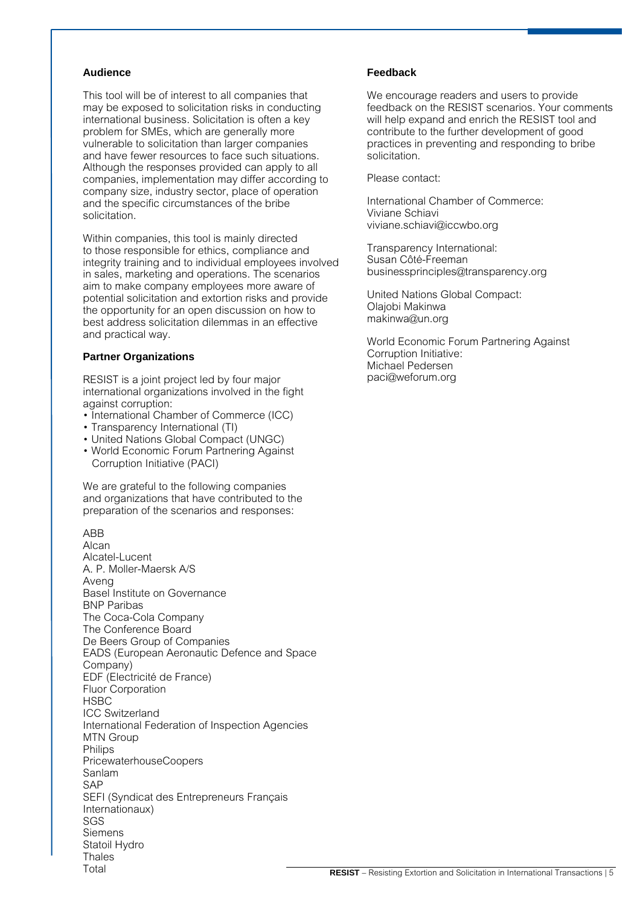## Audience

This tool will be of interest to all companies that may be exposed to solicitation risks in conducting international business. Solicitation is often a key problem for SMEs, which are generally more vulnerable to solicitation than larger companies and have fewer resources to face such situations. Although the responses provided can apply to all companies, implementation may differ according to company size, industry sector, place of operation and the specific circumstances of the bribe solicitation.

Within companies, this tool is mainly directed to those responsible for ethics, compliance and integrity training and to individual employees involved in sales, marketing and operations. The scenarios aim to make company employees more aware of potential solicitation and extortion risks and provide the opportunity for an open discussion on how to best address solicitation dilemmas in an effective and practical way.

## Partner Organizations

RESIST is a joint project led by four major international organizations involved in the fight against corruption:

- International Chamber of Commerce (ICC)
- Transparency International (TI)
- United Nations Global Compact (UNGC)
- World Economic Forum Partnering Against Corruption Initiative (PACI)

We are grateful to the following companies and organizations that have contributed to the preparation of the scenarios and responses:

ABB
Alcan
Alcatel-Lucent
A. P. Moller-Maersk A/S
Aveng
Basel Institute on Governance
BNP Paribas
The Coca-Cola Company
The Conference Board
De Beers Group of Companies
EADS (European Aeronautic Defence and Space Company)
EDF (Electricité de France)
Fluor Corporation
HSBC
ICC Switzerland
International Federation of Inspection Agencies
MTN Group
Philips
PricewaterhouseCoopers
Sanlam
SAP
SEFI (Syndicat des Entrepreneurs Français Internationaux)
SGS
Siemens
Statoil Hydro
Thales
Total

## Feedback

We encourage readers and users to provide feedback on the RESIST scenarios. Your comments will help expand and enrich the RESIST tool and contribute to the further development of good practices in preventing and responding to bribe solicitation.

Please contact:

International Chamber of Commerce:
Viviane Schiavi
viviane.schiavi@iccwbo.org

Transparency International:
Susan Côté-Freeman
businessprinciples@transparency.org

United Nations Global Compact:
Olajobi Makinwa
makinwa@un.org

World Economic Forum Partnering Against Corruption Initiative:
Michael Pedersen
paci@weforum.org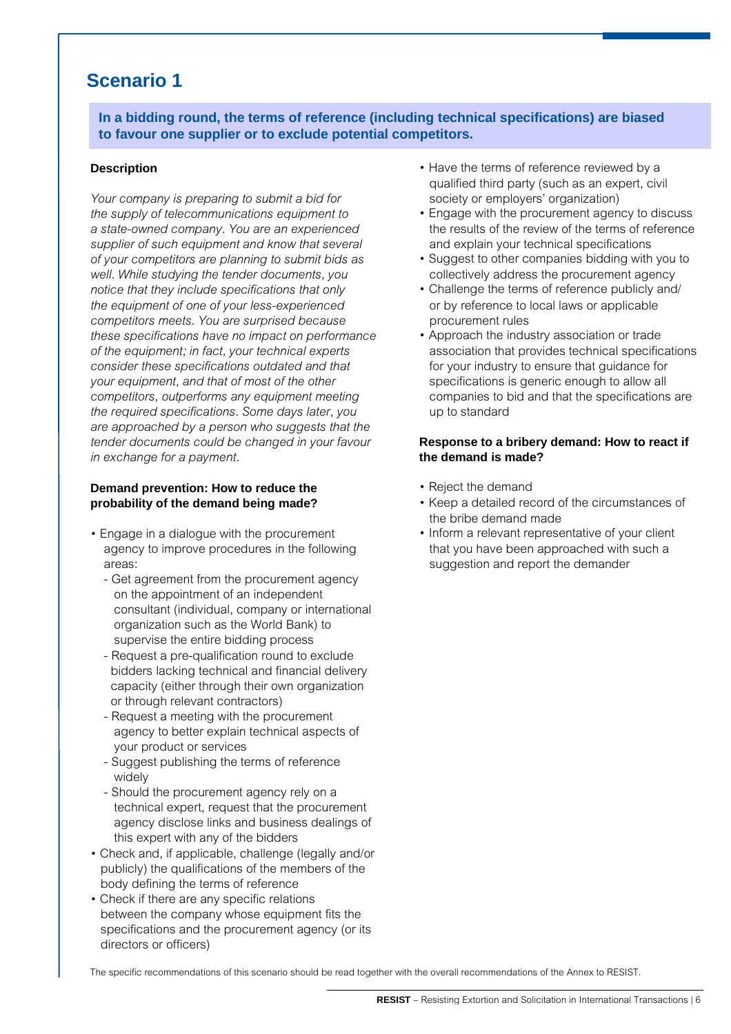# Scenario 1

**In a bidding round, the terms of reference (including technical specifications) are biased to favour one supplier or to exclude potential competitors.**

### Description

*Your company is preparing to submit a bid for the supply of telecommunications equipment to a state-owned company. You are an experienced supplier of such equipment and know that several of your competitors are planning to submit bids as well. While studying the tender documents, you notice that they include specifications that only the equipment of one of your less-experienced competitors meets. You are surprised because these specifications have no impact on performance of the equipment; in fact, your technical experts consider these specifications outdated and that your equipment, and that of most of the other competitors, outperforms any equipment meeting the required specifications. Some days later, you are approached by a person who suggests that the tender documents could be changed in your favour in exchange for a payment.*

### Demand prevention: How to reduce the probability of the demand being made?

- Engage in a dialogue with the procurement agency to improve procedures in the following areas:
  - Get agreement from the procurement agency on the appointment of an independent consultant (individual, company or international organization such as the World Bank) to supervise the entire bidding process
  - Request a pre-qualification round to exclude bidders lacking technical and financial delivery capacity (either through their own organization or through relevant contractors)
  - Request a meeting with the procurement agency to better explain technical aspects of your product or services
  - Suggest publishing the terms of reference widely
  - Should the procurement agency rely on a technical expert, request that the procurement agency disclose links and business dealings of this expert with any of the bidders
- Check and, if applicable, challenge (legally and/or publicly) the qualifications of the members of the body defining the terms of reference
- Check if there are any specific relations between the company whose equipment fits the specifications and the procurement agency (or its directors or officers)
- Have the terms of reference reviewed by a qualified third party (such as an expert, civil society or employers' organization)
- Engage with the procurement agency to discuss the results of the review of the terms of reference and explain your technical specifications
- Suggest to other companies bidding with you to collectively address the procurement agency
- Challenge the terms of reference publicly and/or by reference to local laws or applicable procurement rules
- Approach the industry association or trade association that provides technical specifications for your industry to ensure that guidance for specifications is generic enough to allow all companies to bid and that the specifications are up to standard

### Response to a bribery demand: How to react if the demand is made?

- Reject the demand
- Keep a detailed record of the circumstances of the bribe demand made
- Inform a relevant representative of your client that you have been approached with such a suggestion and report the demander

The specific recommendations of this scenario should be read together with the overall recommendations of the Annex to RESIST.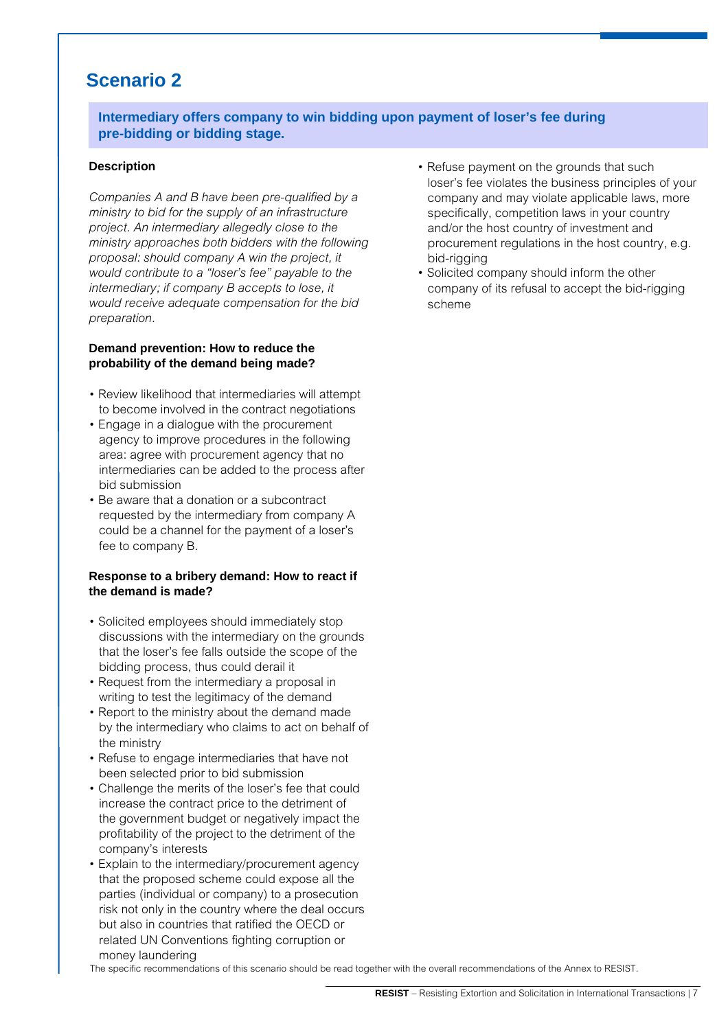## Scenario 2

**Intermediary offers company to win bidding upon payment of loser's fee during pre-bidding or bidding stage.**

**Description**

*Companies A and B have been pre-qualified by a ministry to bid for the supply of an infrastructure project. An intermediary allegedly close to the ministry approaches both bidders with the following proposal: should company A win the project, it would contribute to a "loser's fee" payable to the intermediary; if company B accepts to lose, it would receive adequate compensation for the bid preparation.*

**Demand prevention: How to reduce the probability of the demand being made?**

- Review likelihood that intermediaries will attempt to become involved in the contract negotiations
- Engage in a dialogue with the procurement agency to improve procedures in the following area: agree with procurement agency that no intermediaries can be added to the process after bid submission
- Be aware that a donation or a subcontract requested by the intermediary from company A could be a channel for the payment of a loser's fee to company B.

**Response to a bribery demand: How to react if the demand is made?**

- Solicited employees should immediately stop discussions with the intermediary on the grounds that the loser's fee falls outside the scope of the bidding process, thus could derail it
- Request from the intermediary a proposal in writing to test the legitimacy of the demand
- Report to the ministry about the demand made by the intermediary who claims to act on behalf of the ministry
- Refuse to engage intermediaries that have not been selected prior to bid submission
- Challenge the merits of the loser's fee that could increase the contract price to the detriment of the government budget or negatively impact the profitability of the project to the detriment of the company's interests
- Explain to the intermediary/procurement agency that the proposed scheme could expose all the parties (individual or company) to a prosecution risk not only in the country where the deal occurs but also in countries that ratified the OECD or related UN Conventions fighting corruption or money laundering
- Refuse payment on the grounds that such loser's fee violates the business principles of your company and may violate applicable laws, more specifically, competition laws in your country and/or the host country of investment and procurement regulations in the host country, e.g. bid-rigging
- Solicited company should inform the other company of its refusal to accept the bid-rigging scheme

The specific recommendations of this scenario should be read together with the overall recommendations of the Annex to RESIST.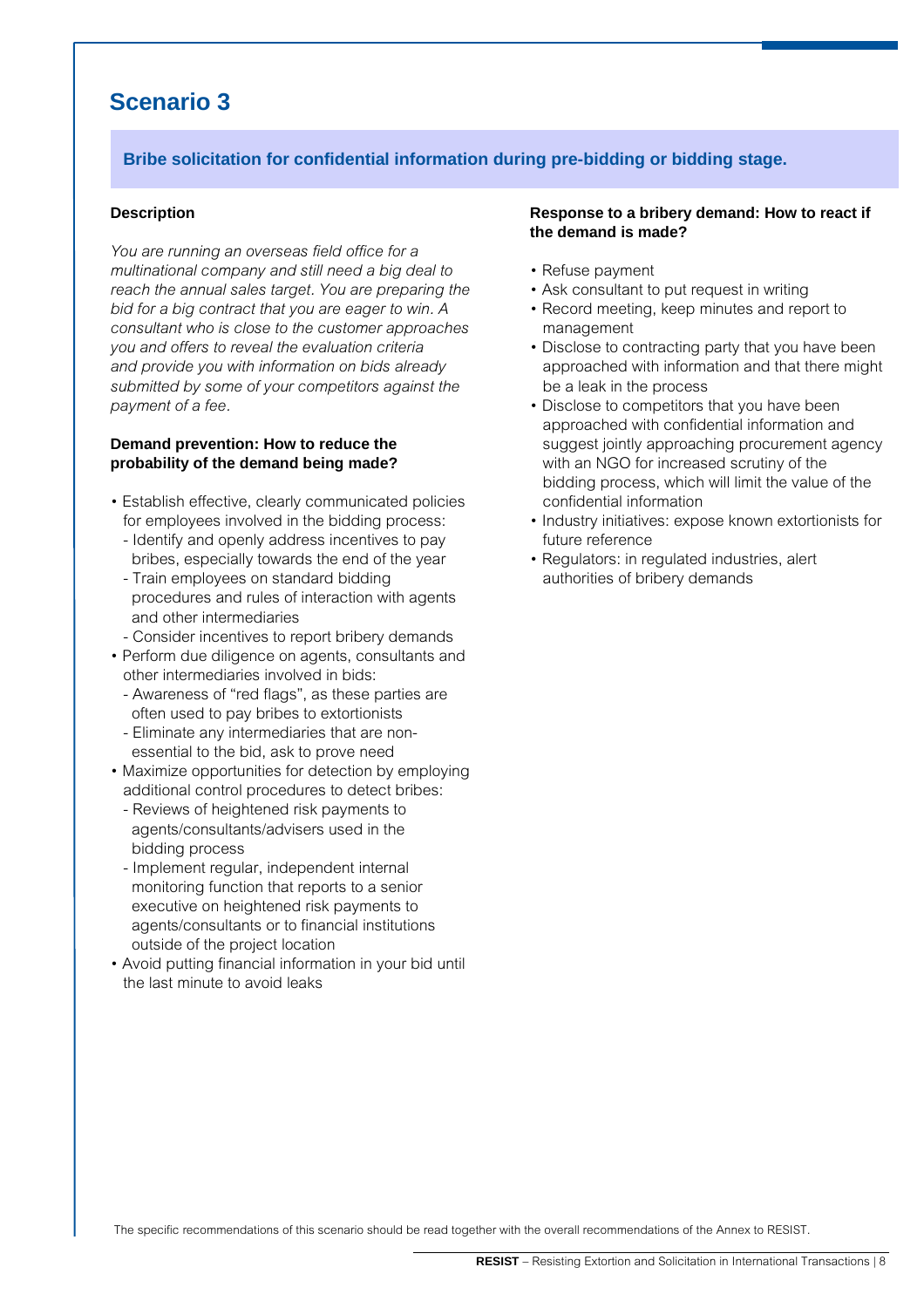# Scenario 3

**Bribe solicitation for confidential information during pre-bidding or bidding stage.**

### Description

*You are running an overseas field office for a multinational company and still need a big deal to reach the annual sales target. You are preparing the bid for a big contract that you are eager to win. A consultant who is close to the customer approaches you and offers to reveal the evaluation criteria and provide you with information on bids already submitted by some of your competitors against the payment of a fee.*

### Demand prevention: How to reduce the probability of the demand being made?

- Establish effective, clearly communicated policies for employees involved in the bidding process:
  - Identify and openly address incentives to pay bribes, especially towards the end of the year
  - Train employees on standard bidding procedures and rules of interaction with agents and other intermediaries
  - Consider incentives to report bribery demands
- Perform due diligence on agents, consultants and other intermediaries involved in bids:
  - Awareness of "red flags", as these parties are often used to pay bribes to extortionists
  - Eliminate any intermediaries that are non-essential to the bid, ask to prove need
- Maximize opportunities for detection by employing additional control procedures to detect bribes:
  - Reviews of heightened risk payments to agents/consultants/advisers used in the bidding process
  - Implement regular, independent internal monitoring function that reports to a senior executive on heightened risk payments to agents/consultants or to financial institutions outside of the project location
- Avoid putting financial information in your bid until the last minute to avoid leaks

### Response to a bribery demand: How to react if the demand is made?

- Refuse payment
- Ask consultant to put request in writing
- Record meeting, keep minutes and report to management
- Disclose to contracting party that you have been approached with information and that there might be a leak in the process
- Disclose to competitors that you have been approached with confidential information and suggest jointly approaching procurement agency with an NGO for increased scrutiny of the bidding process, which will limit the value of the confidential information
- Industry initiatives: expose known extortionists for future reference
- Regulators: in regulated industries, alert authorities of bribery demands

The specific recommendations of this scenario should be read together with the overall recommendations of the Annex to RESIST.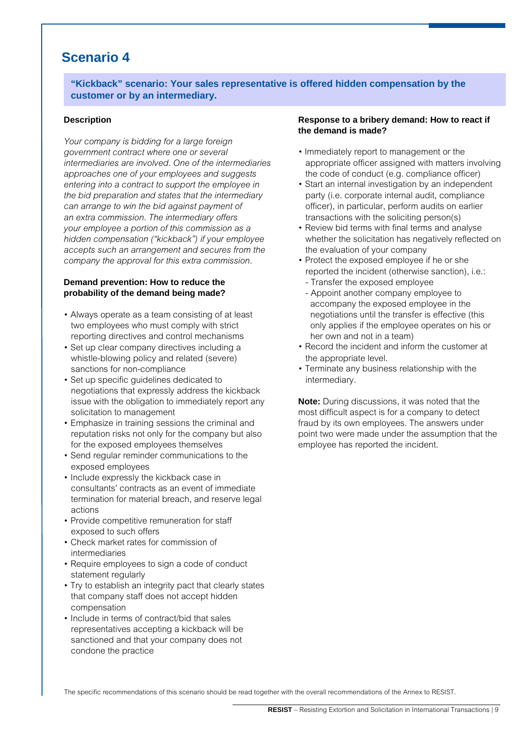# Scenario 4

**"Kickback" scenario: Your sales representative is offered hidden compensation by the customer or by an intermediary.**

**Description**

*Your company is bidding for a large foreign government contract where one or several intermediaries are involved. One of the intermediaries approaches one of your employees and suggests entering into a contract to support the employee in the bid preparation and states that the intermediary can arrange to win the bid against payment of an extra commission. The intermediary offers your employee a portion of this commission as a hidden compensation ("kickback") if your employee accepts such an arrangement and secures from the company the approval for this extra commission.*

**Demand prevention: How to reduce the probability of the demand being made?**

- Always operate as a team consisting of at least two employees who must comply with strict reporting directives and control mechanisms
- Set up clear company directives including a whistle-blowing policy and related (severe) sanctions for non-compliance
- Set up specific guidelines dedicated to negotiations that expressly address the kickback issue with the obligation to immediately report any solicitation to management
- Emphasize in training sessions the criminal and reputation risks not only for the company but also for the exposed employees themselves
- Send regular reminder communications to the exposed employees
- Include expressly the kickback case in consultants' contracts as an event of immediate termination for material breach, and reserve legal actions
- Provide competitive remuneration for staff exposed to such offers
- Check market rates for commission of intermediaries
- Require employees to sign a code of conduct statement regularly
- Try to establish an integrity pact that clearly states that company staff does not accept hidden compensation
- Include in terms of contract/bid that sales representatives accepting a kickback will be sanctioned and that your company does not condone the practice

**Response to a bribery demand: How to react if the demand is made?**

- Immediately report to management or the appropriate officer assigned with matters involving the code of conduct (e.g. compliance officer)
- Start an internal investigation by an independent party (i.e. corporate internal audit, compliance officer), in particular, perform audits on earlier transactions with the soliciting person(s)
- Review bid terms with final terms and analyse whether the solicitation has negatively reflected on the evaluation of your company
- Protect the exposed employee if he or she reported the incident (otherwise sanction), i.e.:
  - Transfer the exposed employee
  - Appoint another company employee to accompany the exposed employee in the negotiations until the transfer is effective (this only applies if the employee operates on his or her own and not in a team)
- Record the incident and inform the customer at the appropriate level.
- Terminate any business relationship with the intermediary.

**Note:** During discussions, it was noted that the most difficult aspect is for a company to detect fraud by its own employees. The answers under point two were made under the assumption that the employee has reported the incident.

The specific recommendations of this scenario should be read together with the overall recommendations of the Annex to RESIST.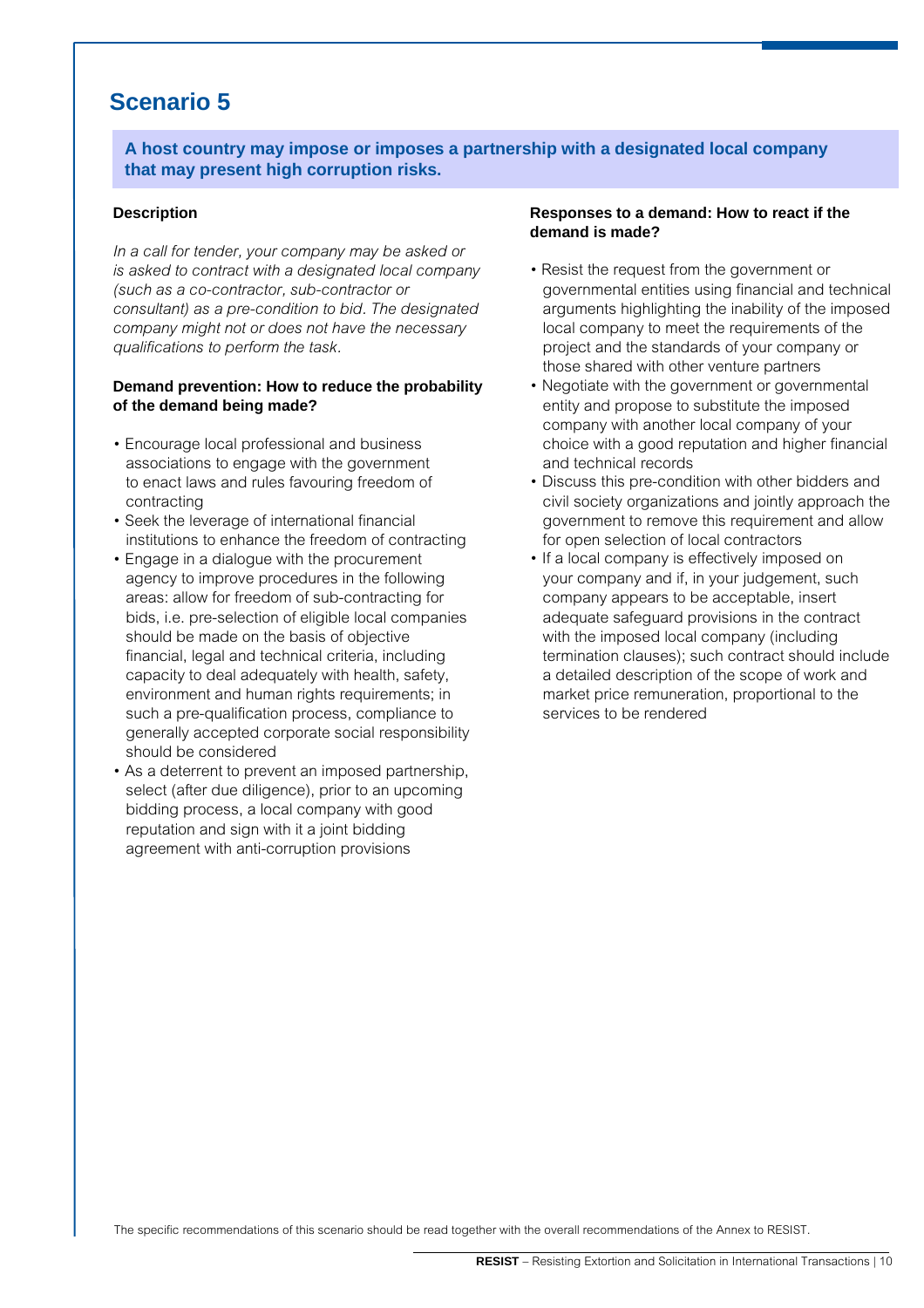# Scenario 5

**A host country may impose or imposes a partnership with a designated local company that may present high corruption risks.**

**Description**

*In a call for tender, your company may be asked or is asked to contract with a designated local company (such as a co-contractor, sub-contractor or consultant) as a pre-condition to bid. The designated company might not or does not have the necessary qualifications to perform the task.*

**Demand prevention: How to reduce the probability of the demand being made?**

- Encourage local professional and business associations to engage with the government to enact laws and rules favouring freedom of contracting
- Seek the leverage of international financial institutions to enhance the freedom of contracting
- Engage in a dialogue with the procurement agency to improve procedures in the following areas: allow for freedom of sub-contracting for bids, i.e. pre-selection of eligible local companies should be made on the basis of objective financial, legal and technical criteria, including capacity to deal adequately with health, safety, environment and human rights requirements; in such a pre-qualification process, compliance to generally accepted corporate social responsibility should be considered
- As a deterrent to prevent an imposed partnership, select (after due diligence), prior to an upcoming bidding process, a local company with good reputation and sign with it a joint bidding agreement with anti-corruption provisions

**Responses to a demand: How to react if the demand is made?**

- Resist the request from the government or governmental entities using financial and technical arguments highlighting the inability of the imposed local company to meet the requirements of the project and the standards of your company or those shared with other venture partners
- Negotiate with the government or governmental entity and propose to substitute the imposed company with another local company of your choice with a good reputation and higher financial and technical records
- Discuss this pre-condition with other bidders and civil society organizations and jointly approach the government to remove this requirement and allow for open selection of local contractors
- If a local company is effectively imposed on your company and if, in your judgement, such company appears to be acceptable, insert adequate safeguard provisions in the contract with the imposed local company (including termination clauses); such contract should include a detailed description of the scope of work and market price remuneration, proportional to the services to be rendered

The specific recommendations of this scenario should be read together with the overall recommendations of the Annex to RESIST.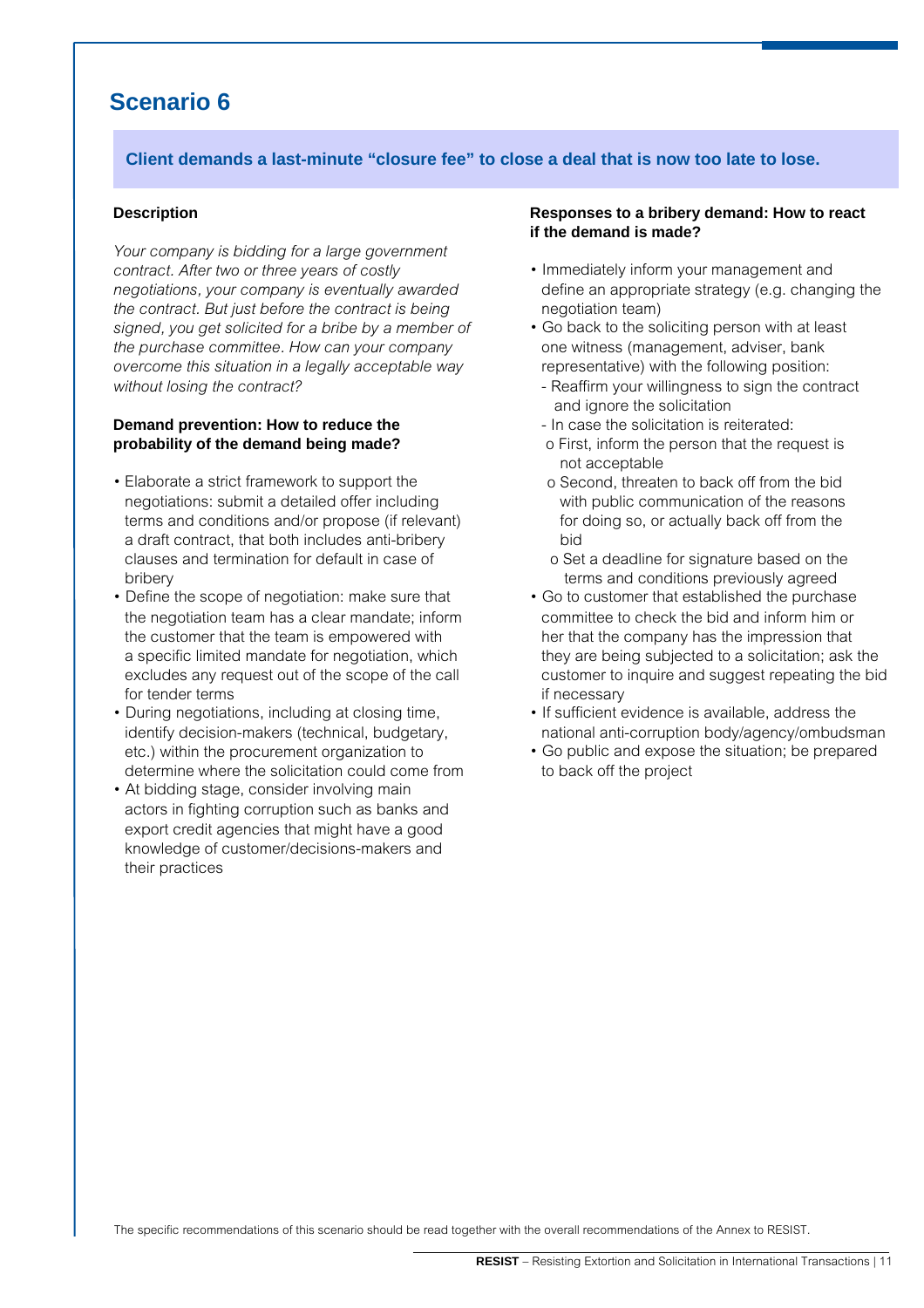# Scenario 6

**Client demands a last-minute "closure fee" to close a deal that is now too late to lose.**

### Description

*Your company is bidding for a large government contract. After two or three years of costly negotiations, your company is eventually awarded the contract. But just before the contract is being signed, you get solicited for a bribe by a member of the purchase committee. How can your company overcome this situation in a legally acceptable way without losing the contract?*

### Demand prevention: How to reduce the probability of the demand being made?

- Elaborate a strict framework to support the negotiations: submit a detailed offer including terms and conditions and/or propose (if relevant) a draft contract, that both includes anti-bribery clauses and termination for default in case of bribery
- Define the scope of negotiation: make sure that the negotiation team has a clear mandate; inform the customer that the team is empowered with a specific limited mandate for negotiation, which excludes any request out of the scope of the call for tender terms
- During negotiations, including at closing time, identify decision-makers (technical, budgetary, etc.) within the procurement organization to determine where the solicitation could come from
- At bidding stage, consider involving main actors in fighting corruption such as banks and export credit agencies that might have a good knowledge of customer/decisions-makers and their practices

### Responses to a bribery demand: How to react if the demand is made?

- Immediately inform your management and define an appropriate strategy (e.g. changing the negotiation team)
- Go back to the soliciting person with at least one witness (management, adviser, bank representative) with the following position:
  - Reaffirm your willingness to sign the contract and ignore the solicitation
  - In case the solicitation is reiterated:
    - First, inform the person that the request is not acceptable
    - Second, threaten to back off from the bid with public communication of the reasons for doing so, or actually back off from the bid
    - Set a deadline for signature based on the terms and conditions previously agreed
- Go to customer that established the purchase committee to check the bid and inform him or her that the company has the impression that they are being subjected to a solicitation; ask the customer to inquire and suggest repeating the bid if necessary
- If sufficient evidence is available, address the national anti-corruption body/agency/ombudsman
- Go public and expose the situation; be prepared to back off the project

The specific recommendations of this scenario should be read together with the overall recommendations of the Annex to RESIST.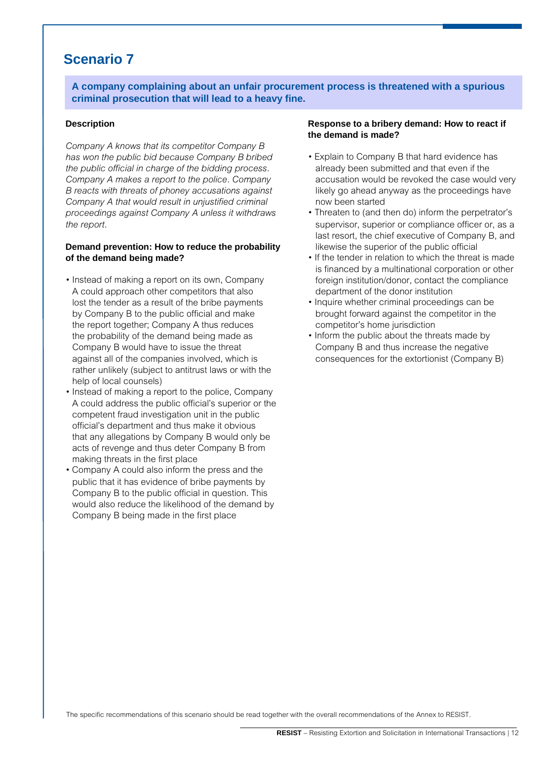# Scenario 7

**A company complaining about an unfair procurement process is threatened with a spurious criminal prosecution that will lead to a heavy fine.**

#### Description

*Company A knows that its competitor Company B has won the public bid because Company B bribed the public official in charge of the bidding process. Company A makes a report to the police. Company B reacts with threats of phoney accusations against Company A that would result in unjustified criminal proceedings against Company A unless it withdraws the report.*

#### Demand prevention: How to reduce the probability of the demand being made?

- Instead of making a report on its own, Company A could approach other competitors that also lost the tender as a result of the bribe payments by Company B to the public official and make the report together; Company A thus reduces the probability of the demand being made as Company B would have to issue the threat against all of the companies involved, which is rather unlikely (subject to antitrust laws or with the help of local counsels)
- Instead of making a report to the police, Company A could address the public official's superior or the competent fraud investigation unit in the public official's department and thus make it obvious that any allegations by Company B would only be acts of revenge and thus deter Company B from making threats in the first place
- Company A could also inform the press and the public that it has evidence of bribe payments by Company B to the public official in question. This would also reduce the likelihood of the demand by Company B being made in the first place

#### Response to a bribery demand: How to react if the demand is made?

- Explain to Company B that hard evidence has already been submitted and that even if the accusation would be revoked the case would very likely go ahead anyway as the proceedings have now been started
- Threaten to (and then do) inform the perpetrator's supervisor, superior or compliance officer or, as a last resort, the chief executive of Company B, and likewise the superior of the public official
- If the tender in relation to which the threat is made is financed by a multinational corporation or other foreign institution/donor, contact the compliance department of the donor institution
- Inquire whether criminal proceedings can be brought forward against the competitor in the competitor's home jurisdiction
- Inform the public about the threats made by Company B and thus increase the negative consequences for the extortionist (Company B)

The specific recommendations of this scenario should be read together with the overall recommendations of the Annex to RESIST.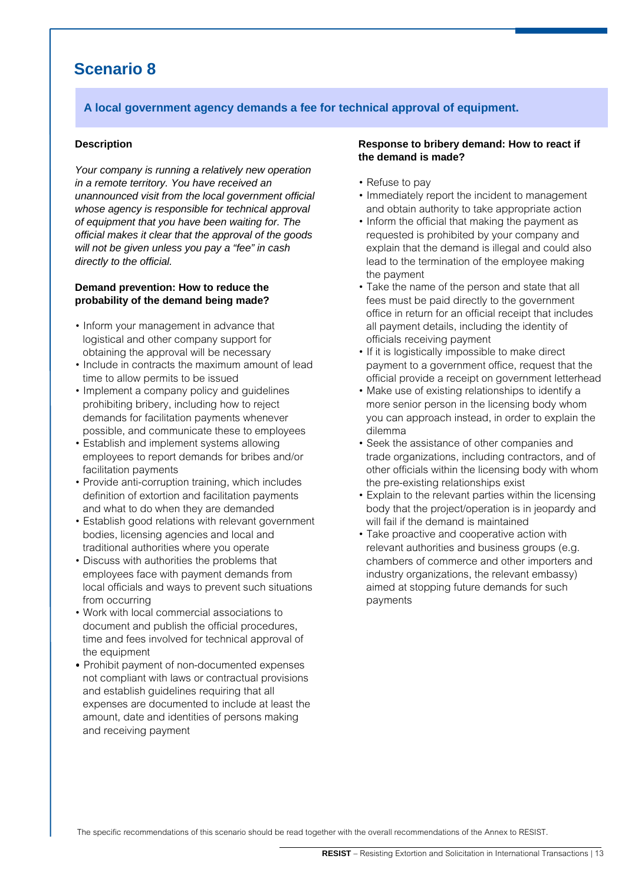# Scenario 8

**A local government agency demands a fee for technical approval of equipment.**

**Description**

*Your company is running a relatively new operation in a remote territory. You have received an unannounced visit from the local government official whose agency is responsible for technical approval of equipment that you have been waiting for. The official makes it clear that the approval of the goods will not be given unless you pay a "fee" in cash directly to the official.*

**Demand prevention: How to reduce the probability of the demand being made?**

- Inform your management in advance that logistical and other company support for obtaining the approval will be necessary
- Include in contracts the maximum amount of lead time to allow permits to be issued
- Implement a company policy and guidelines prohibiting bribery, including how to reject demands for facilitation payments whenever possible, and communicate these to employees
- Establish and implement systems allowing employees to report demands for bribes and/or facilitation payments
- Provide anti-corruption training, which includes definition of extortion and facilitation payments and what to do when they are demanded
- Establish good relations with relevant government bodies, licensing agencies and local and traditional authorities where you operate
- Discuss with authorities the problems that employees face with payment demands from local officials and ways to prevent such situations from occurring
- Work with local commercial associations to document and publish the official procedures, time and fees involved for technical approval of the equipment
- Prohibit payment of non-documented expenses not compliant with laws or contractual provisions and establish guidelines requiring that all expenses are documented to include at least the amount, date and identities of persons making and receiving payment

**Response to bribery demand: How to react if the demand is made?**

- Refuse to pay
- Immediately report the incident to management and obtain authority to take appropriate action
- Inform the official that making the payment as requested is prohibited by your company and explain that the demand is illegal and could also lead to the termination of the employee making the payment
- Take the name of the person and state that all fees must be paid directly to the government office in return for an official receipt that includes all payment details, including the identity of officials receiving payment
- If it is logistically impossible to make direct payment to a government office, request that the official provide a receipt on government letterhead
- Make use of existing relationships to identify a more senior person in the licensing body whom you can approach instead, in order to explain the dilemma
- Seek the assistance of other companies and trade organizations, including contractors, and of other officials within the licensing body with whom the pre-existing relationships exist
- Explain to the relevant parties within the licensing body that the project/operation is in jeopardy and will fail if the demand is maintained
- Take proactive and cooperative action with relevant authorities and business groups (e.g. chambers of commerce and other importers and industry organizations, the relevant embassy) aimed at stopping future demands for such payments

The specific recommendations of this scenario should be read together with the overall recommendations of the Annex to RESIST.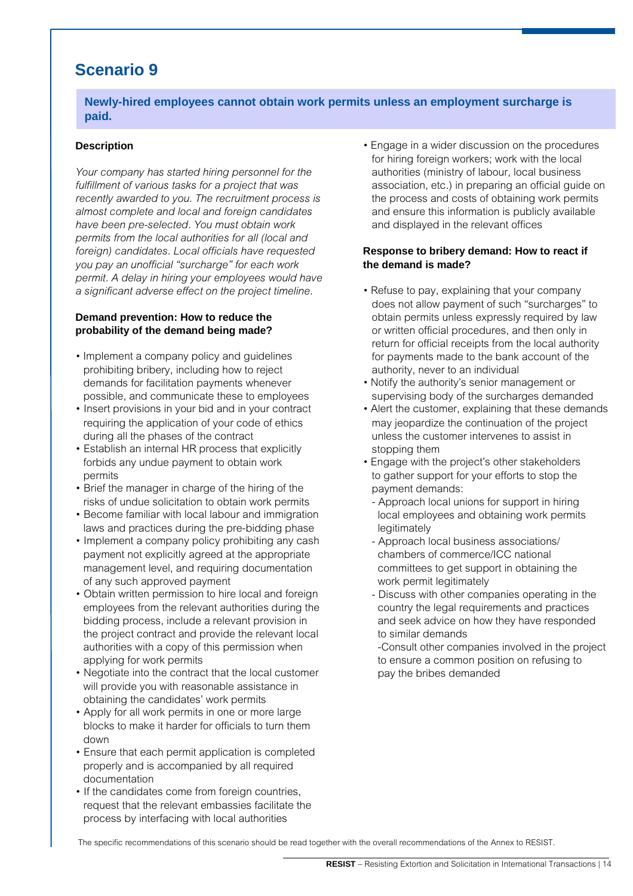# Scenario 9

**Newly-hired employees cannot obtain work permits unless an employment surcharge is paid.**

**Description**

*Your company has started hiring personnel for the fulfillment of various tasks for a project that was recently awarded to you. The recruitment process is almost complete and local and foreign candidates have been pre-selected. You must obtain work permits from the local authorities for all (local and foreign) candidates. Local officials have requested you pay an unofficial "surcharge" for each work permit. A delay in hiring your employees would have a significant adverse effect on the project timeline.*

**Demand prevention: How to reduce the probability of the demand being made?**

- Implement a company policy and guidelines prohibiting bribery, including how to reject demands for facilitation payments whenever possible, and communicate these to employees
- Insert provisions in your bid and in your contract requiring the application of your code of ethics during all the phases of the contract
- Establish an internal HR process that explicitly forbids any undue payment to obtain work permits
- Brief the manager in charge of the hiring of the risks of undue solicitation to obtain work permits
- Become familiar with local labour and immigration laws and practices during the pre-bidding phase
- Implement a company policy prohibiting any cash payment not explicitly agreed at the appropriate management level, and requiring documentation of any such approved payment
- Obtain written permission to hire local and foreign employees from the relevant authorities during the bidding process, include a relevant provision in the project contract and provide the relevant local authorities with a copy of this permission when applying for work permits
- Negotiate into the contract that the local customer will provide you with reasonable assistance in obtaining the candidates' work permits
- Apply for all work permits in one or more large blocks to make it harder for officials to turn them down
- Ensure that each permit application is completed properly and is accompanied by all required documentation
- If the candidates come from foreign countries, request that the relevant embassies facilitate the process by interfacing with local authorities
- Engage in a wider discussion on the procedures for hiring foreign workers; work with the local authorities (ministry of labour, local business association, etc.) in preparing an official guide on the process and costs of obtaining work permits and ensure this information is publicly available and displayed in the relevant offices

**Response to bribery demand: How to react if the demand is made?**

- Refuse to pay, explaining that your company does not allow payment of such "surcharges" to obtain permits unless expressly required by law or written official procedures, and then only in return for official receipts from the local authority for payments made to the bank account of the authority, never to an individual
- Notify the authority's senior management or supervising body of the surcharges demanded
- Alert the customer, explaining that these demands may jeopardize the continuation of the project unless the customer intervenes to assist in stopping them
- Engage with the project's other stakeholders to gather support for your efforts to stop the payment demands:
  - Approach local unions for support in hiring local employees and obtaining work permits legitimately
  - Approach local business associations/chambers of commerce/ICC national committees to get support in obtaining the work permit legitimately
  - Discuss with other companies operating in the country the legal requirements and practices and seek advice on how they have responded to similar demands
  - Consult other companies involved in the project to ensure a common position on refusing to pay the bribes demanded

The specific recommendations of this scenario should be read together with the overall recommendations of the Annex to RESIST.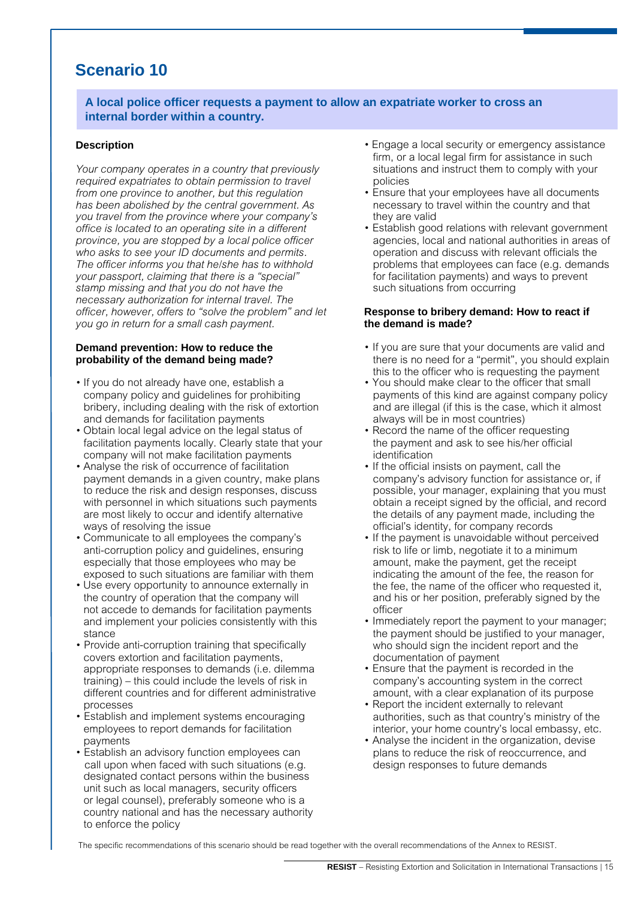# Scenario 10

**A local police officer requests a payment to allow an expatriate worker to cross an internal border within a country.**

### Description

*Your company operates in a country that previously required expatriates to obtain permission to travel from one province to another, but this regulation has been abolished by the central government. As you travel from the province where your company's office is located to an operating site in a different province, you are stopped by a local police officer who asks to see your ID documents and permits. The officer informs you that he/she has to withhold your passport, claiming that there is a "special" stamp missing and that you do not have the necessary authorization for internal travel. The officer, however, offers to "solve the problem" and let you go in return for a small cash payment.*

### Demand prevention: How to reduce the probability of the demand being made?

- If you do not already have one, establish a company policy and guidelines for prohibiting bribery, including dealing with the risk of extortion and demands for facilitation payments
- Obtain local legal advice on the legal status of facilitation payments locally. Clearly state that your company will not make facilitation payments
- Analyse the risk of occurrence of facilitation payment demands in a given country, make plans to reduce the risk and design responses, discuss with personnel in which situations such payments are most likely to occur and identify alternative ways of resolving the issue
- Communicate to all employees the company's anti-corruption policy and guidelines, ensuring especially that those employees who may be exposed to such situations are familiar with them
- Use every opportunity to announce externally in the country of operation that the company will not accede to demands for facilitation payments and implement your policies consistently with this stance
- Provide anti-corruption training that specifically covers extortion and facilitation payments, appropriate responses to demands (i.e. dilemma training) – this could include the levels of risk in different countries and for different administrative processes
- Establish and implement systems encouraging employees to report demands for facilitation payments
- Establish an advisory function employees can call upon when faced with such situations (e.g. designated contact persons within the business unit such as local managers, security officers or legal counsel), preferably someone who is a country national and has the necessary authority to enforce the policy
- Engage a local security or emergency assistance firm, or a local legal firm for assistance in such situations and instruct them to comply with your policies
- Ensure that your employees have all documents necessary to travel within the country and that they are valid
- Establish good relations with relevant government agencies, local and national authorities in areas of operation and discuss with relevant officials the problems that employees can face (e.g. demands for facilitation payments) and ways to prevent such situations from occurring

### Response to bribery demand: How to react if the demand is made?

- If you are sure that your documents are valid and there is no need for a "permit", you should explain this to the officer who is requesting the payment
- You should make clear to the officer that small payments of this kind are against company policy and are illegal (if this is the case, which it almost always will be in most countries)
- Record the name of the officer requesting the payment and ask to see his/her official identification
- If the official insists on payment, call the company's advisory function for assistance or, if possible, your manager, explaining that you must obtain a receipt signed by the official, and record the details of any payment made, including the official's identity, for company records
- If the payment is unavoidable without perceived risk to life or limb, negotiate it to a minimum amount, make the payment, get the receipt indicating the amount of the fee, the reason for the fee, the name of the officer who requested it, and his or her position, preferably signed by the officer
- Immediately report the payment to your manager; the payment should be justified to your manager, who should sign the incident report and the documentation of payment
- Ensure that the payment is recorded in the company's accounting system in the correct amount, with a clear explanation of its purpose
- Report the incident externally to relevant authorities, such as that country's ministry of the interior, your home country's local embassy, etc.
- Analyse the incident in the organization, devise plans to reduce the risk of reoccurrence, and design responses to future demands

The specific recommendations of this scenario should be read together with the overall recommendations of the Annex to RESIST.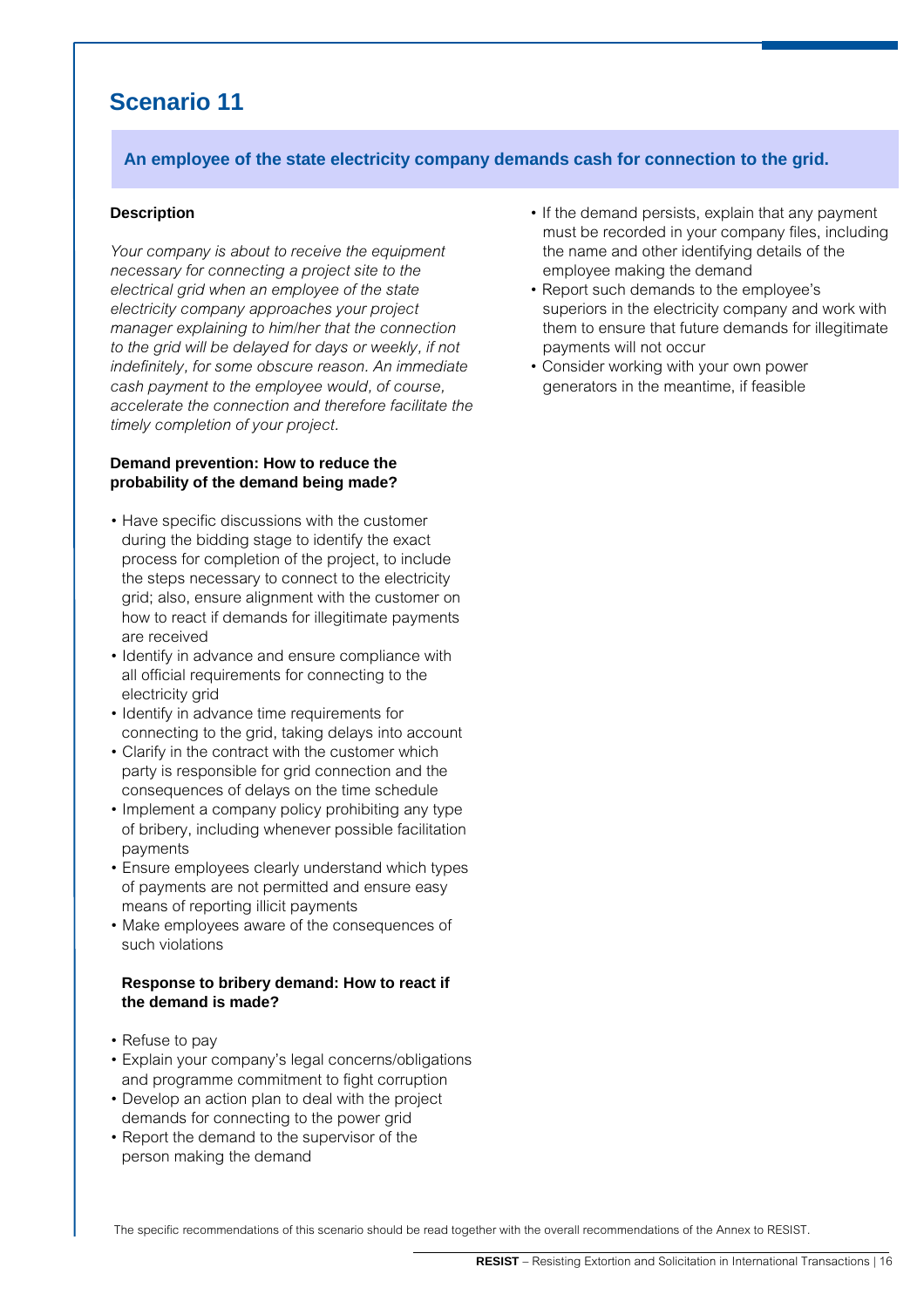# Scenario 11

**An employee of the state electricity company demands cash for connection to the grid.**

**Description**

*Your company is about to receive the equipment necessary for connecting a project site to the electrical grid when an employee of the state electricity company approaches your project manager explaining to him/her that the connection to the grid will be delayed for days or weekly, if not indefinitely, for some obscure reason. An immediate cash payment to the employee would, of course, accelerate the connection and therefore facilitate the timely completion of your project.*

**Demand prevention: How to reduce the probability of the demand being made?**

- Have specific discussions with the customer during the bidding stage to identify the exact process for completion of the project, to include the steps necessary to connect to the electricity grid; also, ensure alignment with the customer on how to react if demands for illegitimate payments are received
- Identify in advance and ensure compliance with all official requirements for connecting to the electricity grid
- Identify in advance time requirements for connecting to the grid, taking delays into account
- Clarify in the contract with the customer which party is responsible for grid connection and the consequences of delays on the time schedule
- Implement a company policy prohibiting any type of bribery, including whenever possible facilitation payments
- Ensure employees clearly understand which types of payments are not permitted and ensure easy means of reporting illicit payments
- Make employees aware of the consequences of such violations

**Response to bribery demand: How to react if the demand is made?**

- Refuse to pay
- Explain your company's legal concerns/obligations and programme commitment to fight corruption
- Develop an action plan to deal with the project demands for connecting to the power grid
- Report the demand to the supervisor of the person making the demand
- If the demand persists, explain that any payment must be recorded in your company files, including the name and other identifying details of the employee making the demand
- Report such demands to the employee's superiors in the electricity company and work with them to ensure that future demands for illegitimate payments will not occur
- Consider working with your own power generators in the meantime, if feasible

The specific recommendations of this scenario should be read together with the overall recommendations of the Annex to RESIST.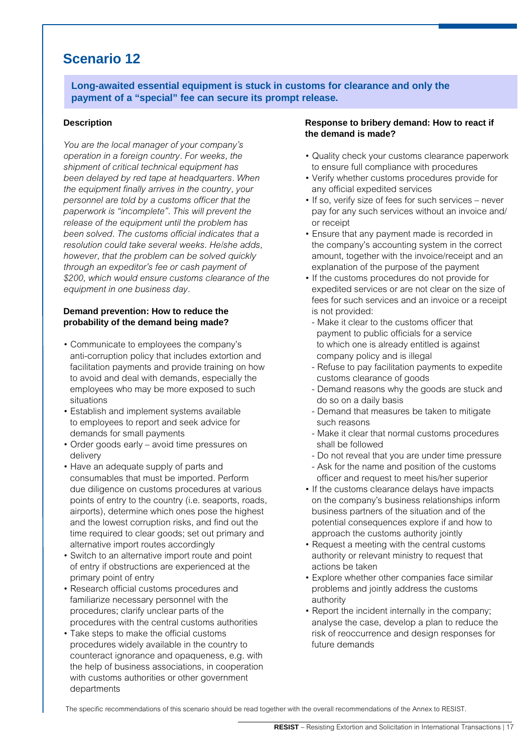# Scenario 12

**Long-awaited essential equipment is stuck in customs for clearance and only the payment of a "special" fee can secure its prompt release.**

### Description

*You are the local manager of your company's operation in a foreign country. For weeks, the shipment of critical technical equipment has been delayed by red tape at headquarters. When the equipment finally arrives in the country, your personnel are told by a customs officer that the paperwork is "incomplete". This will prevent the release of the equipment until the problem has been solved. The customs official indicates that a resolution could take several weeks. He/she adds, however, that the problem can be solved quickly through an expeditor's fee or cash payment of $200, which would ensure customs clearance of the equipment in one business day.*

### Demand prevention: How to reduce the probability of the demand being made?

- Communicate to employees the company's anti-corruption policy that includes extortion and facilitation payments and provide training on how to avoid and deal with demands, especially the employees who may be more exposed to such situations
- Establish and implement systems available to employees to report and seek advice for demands for small payments
- Order goods early – avoid time pressures on delivery
- Have an adequate supply of parts and consumables that must be imported. Perform due diligence on customs procedures at various points of entry to the country (i.e. seaports, roads, airports), determine which ones pose the highest and the lowest corruption risks, and find out the time required to clear goods; set out primary and alternative import routes accordingly
- Switch to an alternative import route and point of entry if obstructions are experienced at the primary point of entry
- Research official customs procedures and familiarize necessary personnel with the procedures; clarify unclear parts of the procedures with the central customs authorities
- Take steps to make the official customs procedures widely available in the country to counteract ignorance and opaqueness, e.g. with the help of business associations, in cooperation with customs authorities or other government departments

### Response to bribery demand: How to react if the demand is made?

- Quality check your customs clearance paperwork to ensure full compliance with procedures
- Verify whether customs procedures provide for any official expedited services
- If so, verify size of fees for such services – never pay for any such services without an invoice and/or receipt
- Ensure that any payment made is recorded in the company's accounting system in the correct amount, together with the invoice/receipt and an explanation of the purpose of the payment
- If the customs procedures do not provide for expedited services or are not clear on the size of fees for such services and an invoice or a receipt is not provided:
  - Make it clear to the customs officer that payment to public officials for a service to which one is already entitled is against company policy and is illegal
  - Refuse to pay facilitation payments to expedite customs clearance of goods
  - Demand reasons why the goods are stuck and do so on a daily basis
  - Demand that measures be taken to mitigate such reasons
  - Make it clear that normal customs procedures shall be followed
  - Do not reveal that you are under time pressure
  - Ask for the name and position of the customs officer and request to meet his/her superior
- If the customs clearance delays have impacts on the company's business relationships inform business partners of the situation and of the potential consequences explore if and how to approach the customs authority jointly
- Request a meeting with the central customs authority or relevant ministry to request that actions be taken
- Explore whether other companies face similar problems and jointly address the customs authority
- Report the incident internally in the company; analyse the case, develop a plan to reduce the risk of reoccurrence and design responses for future demands

The specific recommendations of this scenario should be read together with the overall recommendations of the Annex to RESIST.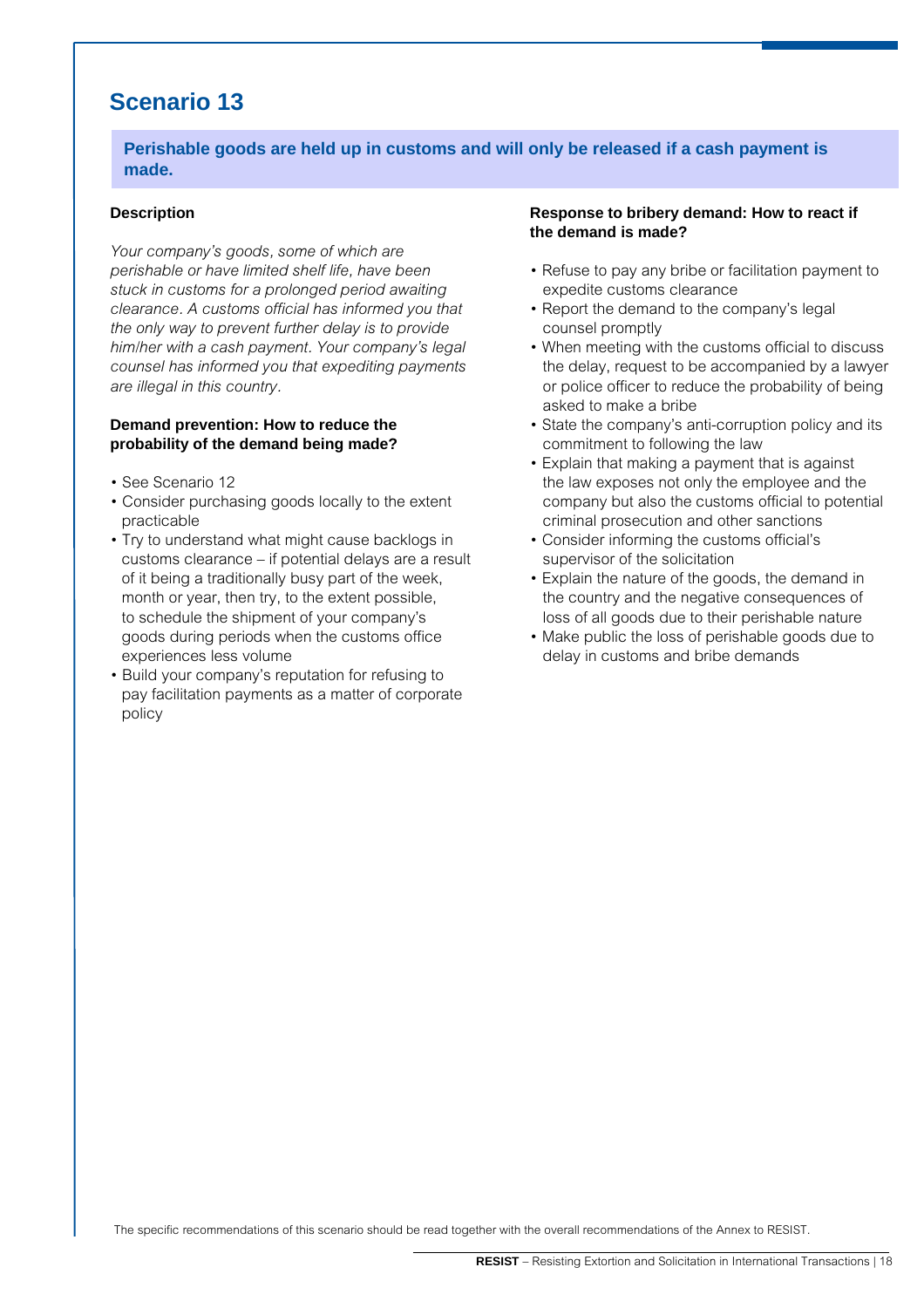# Scenario 13

**Perishable goods are held up in customs and will only be released if a cash payment is made.**

### Description

*Your company's goods, some of which are perishable or have limited shelf life, have been stuck in customs for a prolonged period awaiting clearance. A customs official has informed you that the only way to prevent further delay is to provide him/her with a cash payment. Your company's legal counsel has informed you that expediting payments are illegal in this country.*

### Demand prevention: How to reduce the probability of the demand being made?

- See Scenario 12
- Consider purchasing goods locally to the extent practicable
- Try to understand what might cause backlogs in customs clearance – if potential delays are a result of it being a traditionally busy part of the week, month or year, then try, to the extent possible, to schedule the shipment of your company's goods during periods when the customs office experiences less volume
- Build your company's reputation for refusing to pay facilitation payments as a matter of corporate policy

### Response to bribery demand: How to react if the demand is made?

- Refuse to pay any bribe or facilitation payment to expedite customs clearance
- Report the demand to the company's legal counsel promptly
- When meeting with the customs official to discuss the delay, request to be accompanied by a lawyer or police officer to reduce the probability of being asked to make a bribe
- State the company's anti-corruption policy and its commitment to following the law
- Explain that making a payment that is against the law exposes not only the employee and the company but also the customs official to potential criminal prosecution and other sanctions
- Consider informing the customs official's supervisor of the solicitation
- Explain the nature of the goods, the demand in the country and the negative consequences of loss of all goods due to their perishable nature
- Make public the loss of perishable goods due to delay in customs and bribe demands

The specific recommendations of this scenario should be read together with the overall recommendations of the Annex to RESIST.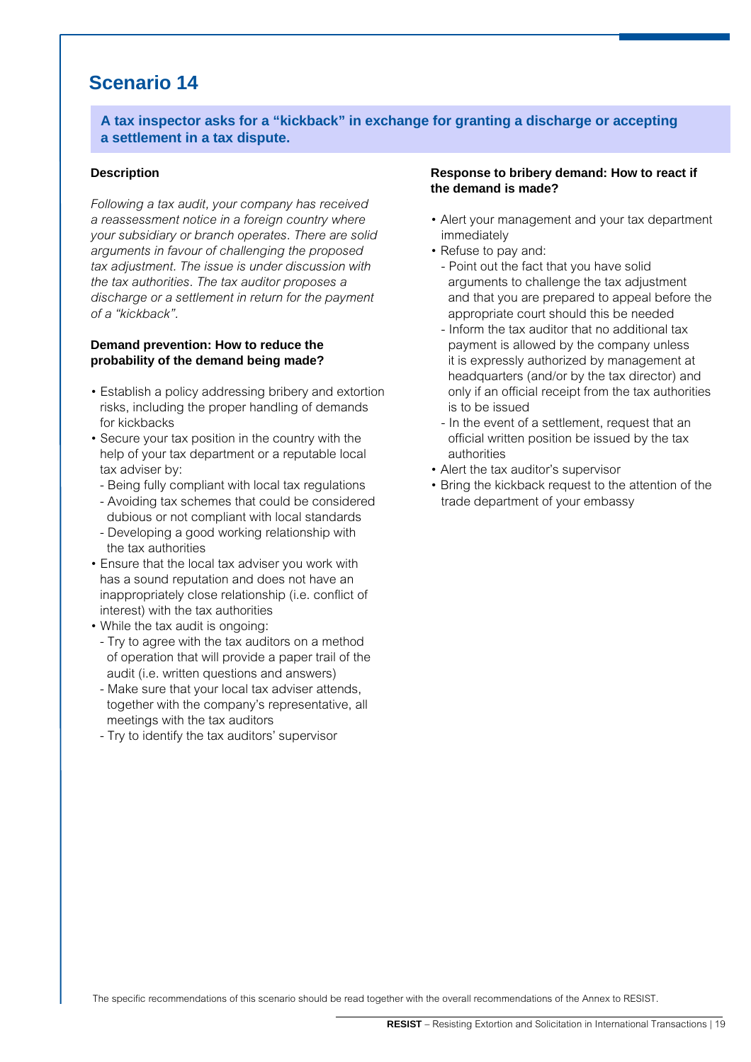# Scenario 14

**A tax inspector asks for a "kickback" in exchange for granting a discharge or accepting a settlement in a tax dispute.**

**Description**

*Following a tax audit, your company has received a reassessment notice in a foreign country where your subsidiary or branch operates. There are solid arguments in favour of challenging the proposed tax adjustment. The issue is under discussion with the tax authorities. The tax auditor proposes a discharge or a settlement in return for the payment of a "kickback".*

**Demand prevention: How to reduce the probability of the demand being made?**

- Establish a policy addressing bribery and extortion risks, including the proper handling of demands for kickbacks
- Secure your tax position in the country with the help of your tax department or a reputable local tax adviser by:
  - Being fully compliant with local tax regulations
  - Avoiding tax schemes that could be considered dubious or not compliant with local standards
  - Developing a good working relationship with the tax authorities
- Ensure that the local tax adviser you work with has a sound reputation and does not have an inappropriately close relationship (i.e. conflict of interest) with the tax authorities
- While the tax audit is ongoing:
  - Try to agree with the tax auditors on a method of operation that will provide a paper trail of the audit (i.e. written questions and answers)
  - Make sure that your local tax adviser attends, together with the company's representative, all meetings with the tax auditors
  - Try to identify the tax auditors' supervisor

**Response to bribery demand: How to react if the demand is made?**

- Alert your management and your tax department immediately
- Refuse to pay and:
  - Point out the fact that you have solid arguments to challenge the tax adjustment and that you are prepared to appeal before the appropriate court should this be needed
  - Inform the tax auditor that no additional tax payment is allowed by the company unless it is expressly authorized by management at headquarters (and/or by the tax director) and only if an official receipt from the tax authorities is to be issued
  - In the event of a settlement, request that an official written position be issued by the tax authorities
- Alert the tax auditor's supervisor
- Bring the kickback request to the attention of the trade department of your embassy

The specific recommendations of this scenario should be read together with the overall recommendations of the Annex to RESIST.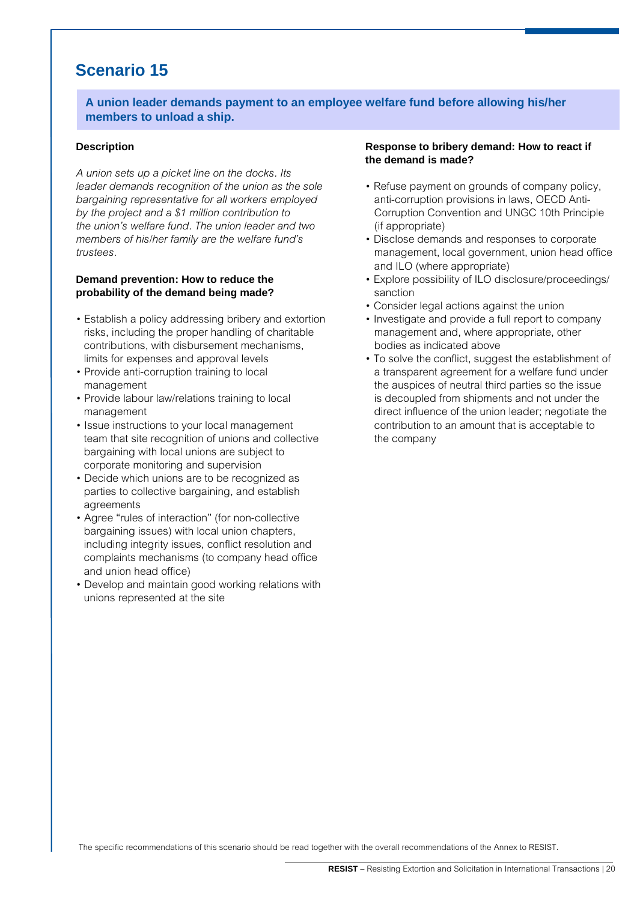# Scenario 15

**A union leader demands payment to an employee welfare fund before allowing his/her members to unload a ship.**

### Description

*A union sets up a picket line on the docks. Its leader demands recognition of the union as the sole bargaining representative for all workers employed by the project and a $1 million contribution to the union's welfare fund. The union leader and two members of his/her family are the welfare fund's trustees.*

### Demand prevention: How to reduce the probability of the demand being made?

- Establish a policy addressing bribery and extortion risks, including the proper handling of charitable contributions, with disbursement mechanisms, limits for expenses and approval levels
- Provide anti-corruption training to local management
- Provide labour law/relations training to local management
- Issue instructions to your local management team that site recognition of unions and collective bargaining with local unions are subject to corporate monitoring and supervision
- Decide which unions are to be recognized as parties to collective bargaining, and establish agreements
- Agree "rules of interaction" (for non-collective bargaining issues) with local union chapters, including integrity issues, conflict resolution and complaints mechanisms (to company head office and union head office)
- Develop and maintain good working relations with unions represented at the site

### Response to bribery demand: How to react if the demand is made?

- Refuse payment on grounds of company policy, anti-corruption provisions in laws, OECD Anti-Corruption Convention and UNGC 10th Principle (if appropriate)
- Disclose demands and responses to corporate management, local government, union head office and ILO (where appropriate)
- Explore possibility of ILO disclosure/proceedings/ sanction
- Consider legal actions against the union
- Investigate and provide a full report to company management and, where appropriate, other bodies as indicated above
- To solve the conflict, suggest the establishment of a transparent agreement for a welfare fund under the auspices of neutral third parties so the issue is decoupled from shipments and not under the direct influence of the union leader; negotiate the contribution to an amount that is acceptable to the company

The specific recommendations of this scenario should be read together with the overall recommendations of the Annex to RESIST.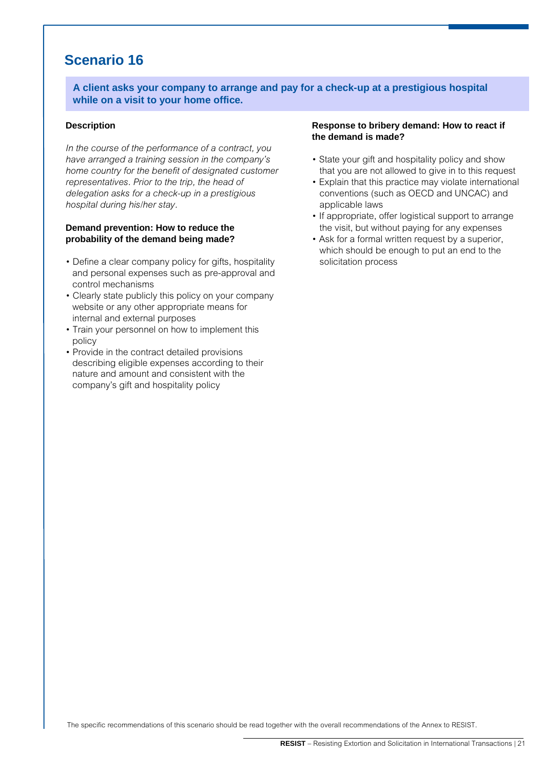# Scenario 16

**A client asks your company to arrange and pay for a check-up at a prestigious hospital while on a visit to your home office.**

**Description**

*In the course of the performance of a contract, you have arranged a training session in the company's home country for the benefit of designated customer representatives. Prior to the trip, the head of delegation asks for a check-up in a prestigious hospital during his/her stay.*

**Demand prevention: How to reduce the probability of the demand being made?**

- Define a clear company policy for gifts, hospitality and personal expenses such as pre-approval and control mechanisms
- Clearly state publicly this policy on your company website or any other appropriate means for internal and external purposes
- Train your personnel on how to implement this policy
- Provide in the contract detailed provisions describing eligible expenses according to their nature and amount and consistent with the company's gift and hospitality policy

**Response to bribery demand: How to react if the demand is made?**

- State your gift and hospitality policy and show that you are not allowed to give in to this request
- Explain that this practice may violate international conventions (such as OECD and UNCAC) and applicable laws
- If appropriate, offer logistical support to arrange the visit, but without paying for any expenses
- Ask for a formal written request by a superior, which should be enough to put an end to the solicitation process

The specific recommendations of this scenario should be read together with the overall recommendations of the Annex to RESIST.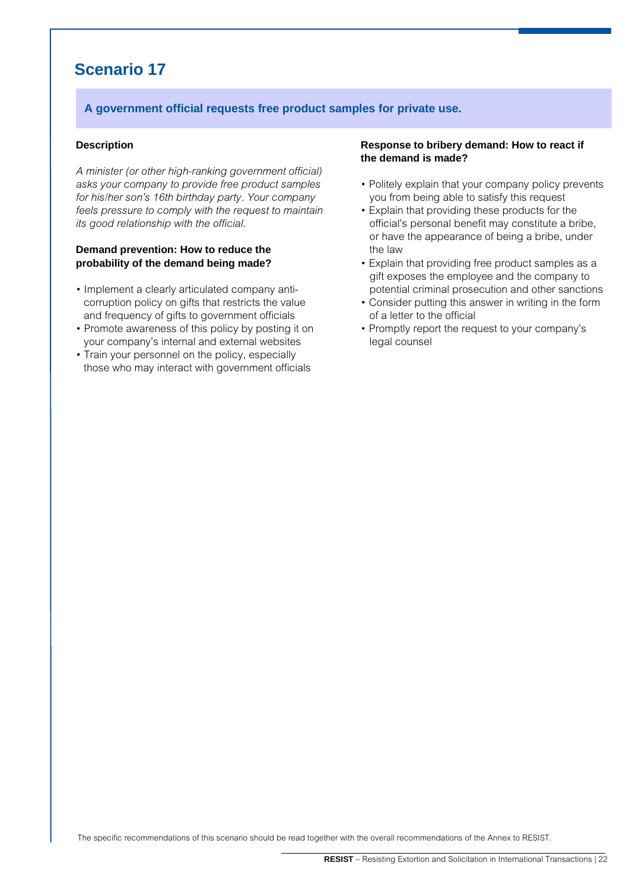# Scenario 17

**A government official requests free product samples for private use.**

### Description

*A minister (or other high-ranking government official) asks your company to provide free product samples for his/her son's 16th birthday party. Your company feels pressure to comply with the request to maintain its good relationship with the official.*

### Demand prevention: How to reduce the probability of the demand being made?

- Implement a clearly articulated company anti-corruption policy on gifts that restricts the value and frequency of gifts to government officials
- Promote awareness of this policy by posting it on your company's internal and external websites
- Train your personnel on the policy, especially those who may interact with government officials

### Response to bribery demand: How to react if the demand is made?

- Politely explain that your company policy prevents you from being able to satisfy this request
- Explain that providing these products for the official's personal benefit may constitute a bribe, or have the appearance of being a bribe, under the law
- Explain that providing free product samples as a gift exposes the employee and the company to potential criminal prosecution and other sanctions
- Consider putting this answer in writing in the form of a letter to the official
- Promptly report the request to your company's legal counsel

The specific recommendations of this scenario should be read together with the overall recommendations of the Annex to RESIST.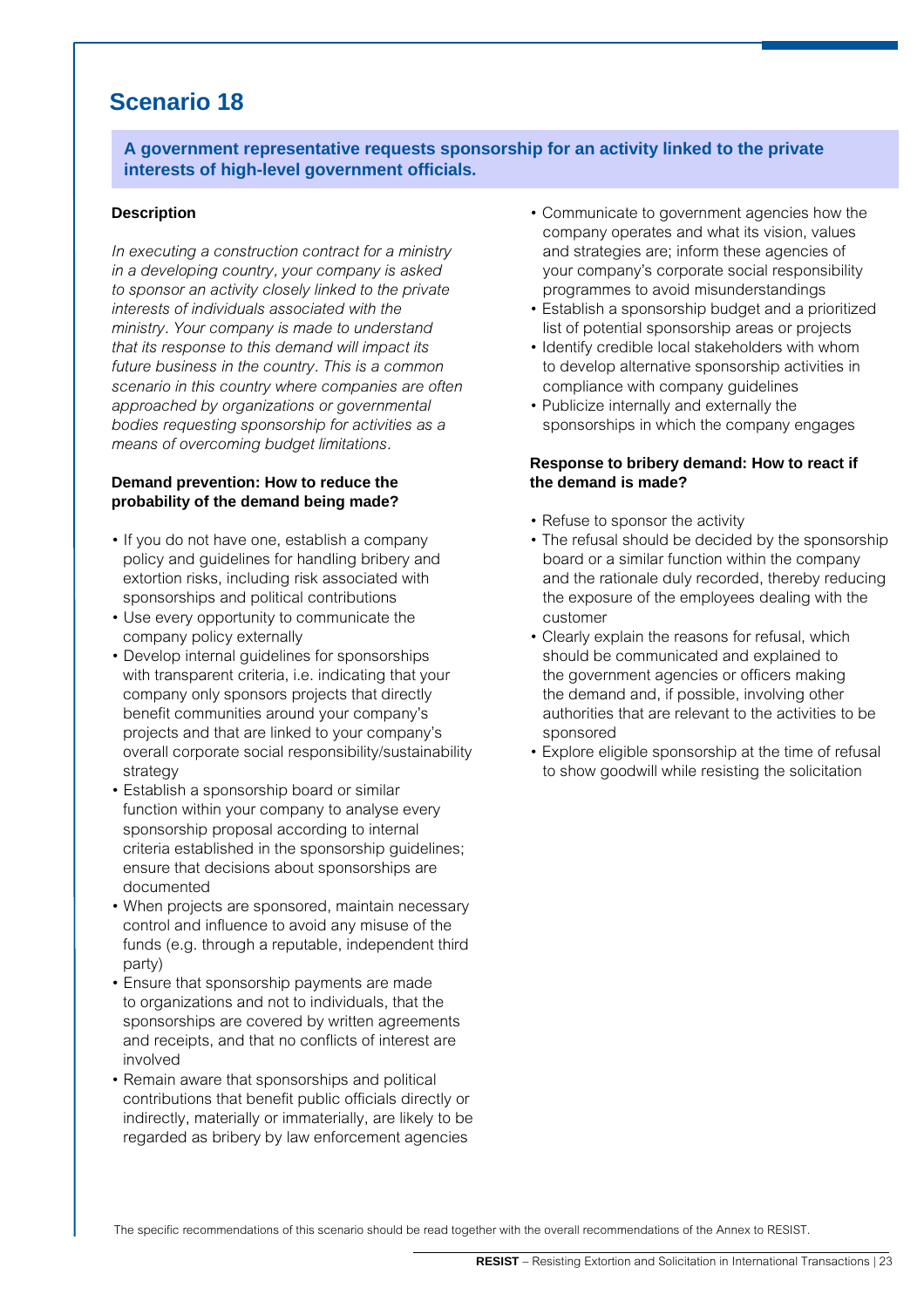# Scenario 18

**A government representative requests sponsorship for an activity linked to the private interests of high-level government officials.**

### Description

*In executing a construction contract for a ministry in a developing country, your company is asked to sponsor an activity closely linked to the private interests of individuals associated with the ministry. Your company is made to understand that its response to this demand will impact its future business in the country. This is a common scenario in this country where companies are often approached by organizations or governmental bodies requesting sponsorship for activities as a means of overcoming budget limitations.*

### Demand prevention: How to reduce the probability of the demand being made?

- If you do not have one, establish a company policy and guidelines for handling bribery and extortion risks, including risk associated with sponsorships and political contributions
- Use every opportunity to communicate the company policy externally
- Develop internal guidelines for sponsorships with transparent criteria, i.e. indicating that your company only sponsors projects that directly benefit communities around your company's projects and that are linked to your company's overall corporate social responsibility/sustainability strategy
- Establish a sponsorship board or similar function within your company to analyse every sponsorship proposal according to internal criteria established in the sponsorship guidelines; ensure that decisions about sponsorships are documented
- When projects are sponsored, maintain necessary control and influence to avoid any misuse of the funds (e.g. through a reputable, independent third party)
- Ensure that sponsorship payments are made to organizations and not to individuals, that the sponsorships are covered by written agreements and receipts, and that no conflicts of interest are involved
- Remain aware that sponsorships and political contributions that benefit public officials directly or indirectly, materially or immaterially, are likely to be regarded as bribery by law enforcement agencies
- Communicate to government agencies how the company operates and what its vision, values and strategies are; inform these agencies of your company's corporate social responsibility programmes to avoid misunderstandings
- Establish a sponsorship budget and a prioritized list of potential sponsorship areas or projects
- Identify credible local stakeholders with whom to develop alternative sponsorship activities in compliance with company guidelines
- Publicize internally and externally the sponsorships in which the company engages

### Response to bribery demand: How to react if the demand is made?

- Refuse to sponsor the activity
- The refusal should be decided by the sponsorship board or a similar function within the company and the rationale duly recorded, thereby reducing the exposure of the employees dealing with the customer
- Clearly explain the reasons for refusal, which should be communicated and explained to the government agencies or officers making the demand and, if possible, involving other authorities that are relevant to the activities to be sponsored
- Explore eligible sponsorship at the time of refusal to show goodwill while resisting the solicitation

The specific recommendations of this scenario should be read together with the overall recommendations of the Annex to RESIST.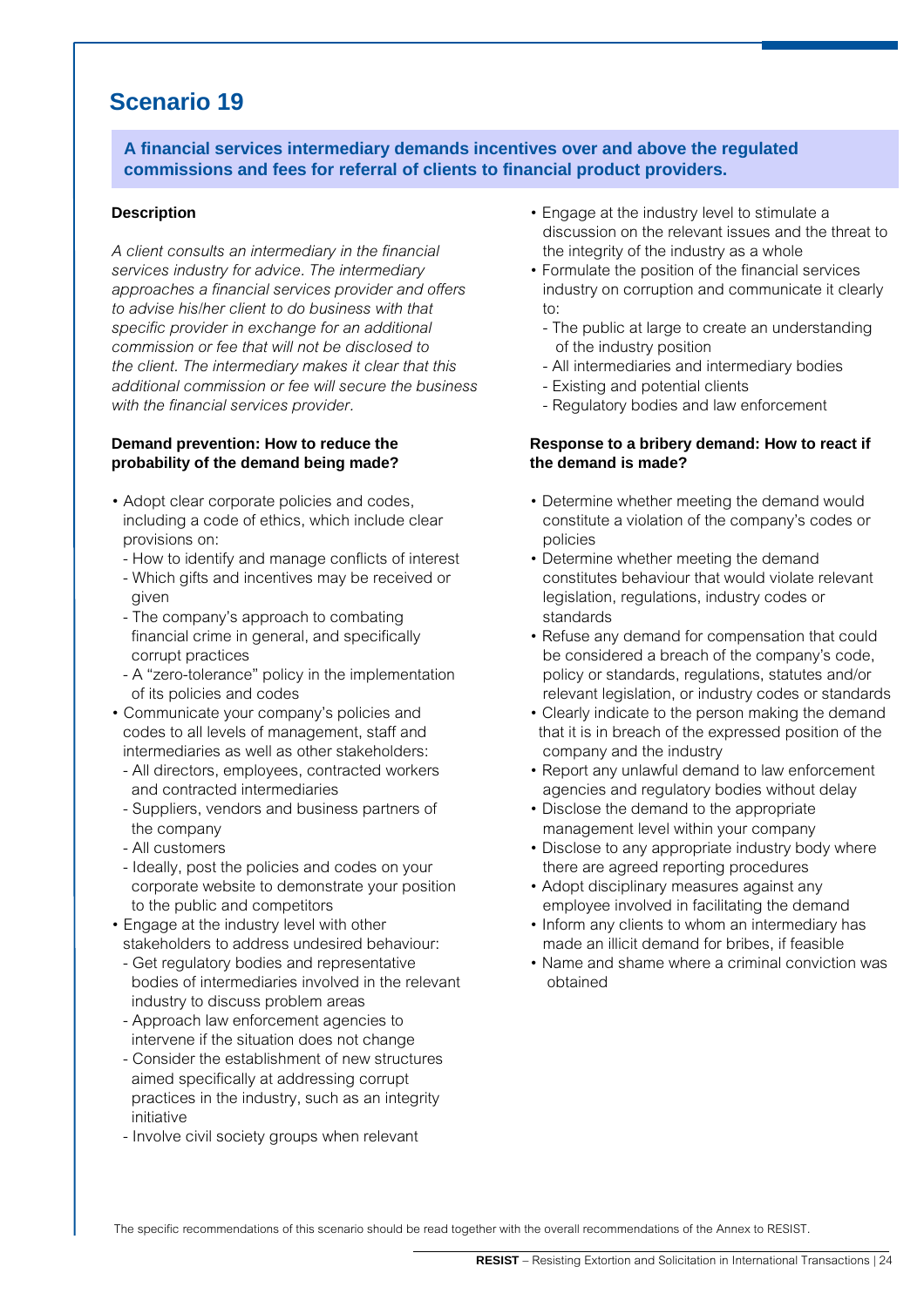# Scenario 19

**A financial services intermediary demands incentives over and above the regulated commissions and fees for referral of clients to financial product providers.**

**Description**

*A client consults an intermediary in the financial services industry for advice. The intermediary approaches a financial services provider and offers to advise his/her client to do business with that specific provider in exchange for an additional commission or fee that will not be disclosed to the client. The intermediary makes it clear that this additional commission or fee will secure the business with the financial services provider.*

**Demand prevention: How to reduce the probability of the demand being made?**

- Adopt clear corporate policies and codes, including a code of ethics, which include clear provisions on:
  - How to identify and manage conflicts of interest
  - Which gifts and incentives may be received or given
  - The company's approach to combating financial crime in general, and specifically corrupt practices
  - A "zero-tolerance" policy in the implementation of its policies and codes
- Communicate your company's policies and codes to all levels of management, staff and intermediaries as well as other stakeholders:
  - All directors, employees, contracted workers and contracted intermediaries
  - Suppliers, vendors and business partners of the company
  - All customers
  - Ideally, post the policies and codes on your corporate website to demonstrate your position to the public and competitors
- Engage at the industry level with other stakeholders to address undesired behaviour:
  - Get regulatory bodies and representative bodies of intermediaries involved in the relevant industry to discuss problem areas
  - Approach law enforcement agencies to intervene if the situation does not change
  - Consider the establishment of new structures aimed specifically at addressing corrupt practices in the industry, such as an integrity initiative
  - Involve civil society groups when relevant
- Engage at the industry level to stimulate a discussion on the relevant issues and the threat to the integrity of the industry as a whole
- Formulate the position of the financial services industry on corruption and communicate it clearly to:
  - The public at large to create an understanding of the industry position
  - All intermediaries and intermediary bodies
  - Existing and potential clients
  - Regulatory bodies and law enforcement

**Response to a bribery demand: How to react if the demand is made?**

- Determine whether meeting the demand would constitute a violation of the company's codes or policies
- Determine whether meeting the demand constitutes behaviour that would violate relevant legislation, regulations, industry codes or standards
- Refuse any demand for compensation that could be considered a breach of the company's code, policy or standards, regulations, statutes and/or relevant legislation, or industry codes or standards
- Clearly indicate to the person making the demand that it is in breach of the expressed position of the company and the industry
- Report any unlawful demand to law enforcement agencies and regulatory bodies without delay
- Disclose the demand to the appropriate management level within your company
- Disclose to any appropriate industry body where there are agreed reporting procedures
- Adopt disciplinary measures against any employee involved in facilitating the demand
- Inform any clients to whom an intermediary has made an illicit demand for bribes, if feasible
- Name and shame where a criminal conviction was obtained

The specific recommendations of this scenario should be read together with the overall recommendations of the Annex to RESIST.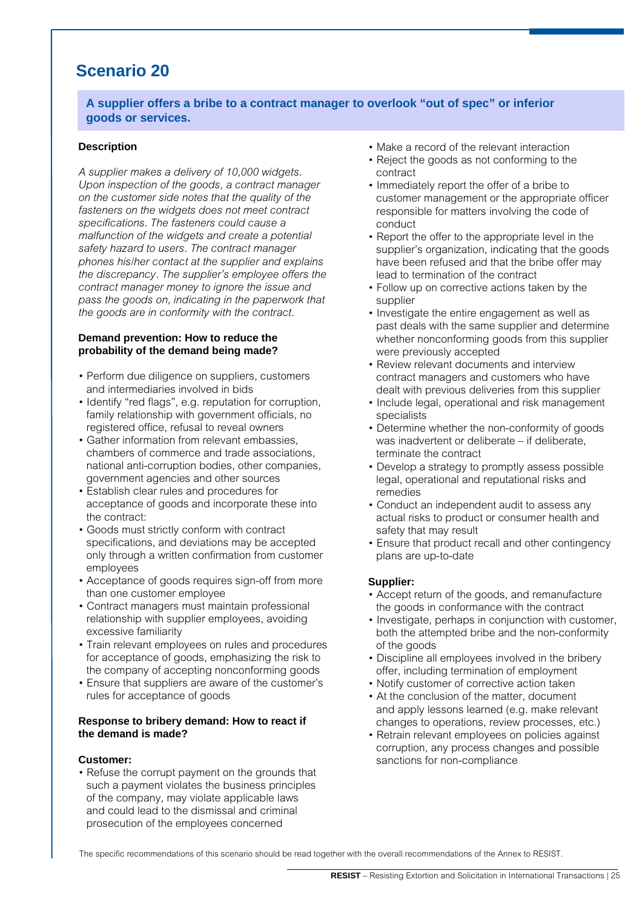# Scenario 20

**A supplier offers a bribe to a contract manager to overlook "out of spec" or inferior goods or services.**

**Description**

*A supplier makes a delivery of 10,000 widgets. Upon inspection of the goods, a contract manager on the customer side notes that the quality of the fasteners on the widgets does not meet contract specifications. The fasteners could cause a malfunction of the widgets and create a potential safety hazard to users. The contract manager phones his/her contact at the supplier and explains the discrepancy. The supplier's employee offers the contract manager money to ignore the issue and pass the goods on, indicating in the paperwork that the goods are in conformity with the contract.*

**Demand prevention: How to reduce the probability of the demand being made?**

- Perform due diligence on suppliers, customers and intermediaries involved in bids
- Identify "red flags", e.g. reputation for corruption, family relationship with government officials, no registered office, refusal to reveal owners
- Gather information from relevant embassies, chambers of commerce and trade associations, national anti-corruption bodies, other companies, government agencies and other sources
- Establish clear rules and procedures for acceptance of goods and incorporate these into the contract:
- Goods must strictly conform with contract specifications, and deviations may be accepted only through a written confirmation from customer employees
- Acceptance of goods requires sign-off from more than one customer employee
- Contract managers must maintain professional relationship with supplier employees, avoiding excessive familiarity
- Train relevant employees on rules and procedures for acceptance of goods, emphasizing the risk to the company of accepting nonconforming goods
- Ensure that suppliers are aware of the customer's rules for acceptance of goods

**Response to bribery demand: How to react if the demand is made?**

**Customer:**

- Refuse the corrupt payment on the grounds that such a payment violates the business principles of the company, may violate applicable laws and could lead to the dismissal and criminal prosecution of the employees concerned
- Make a record of the relevant interaction
- Reject the goods as not conforming to the contract
- Immediately report the offer of a bribe to customer management or the appropriate officer responsible for matters involving the code of conduct
- Report the offer to the appropriate level in the supplier's organization, indicating that the goods have been refused and that the bribe offer may lead to termination of the contract
- Follow up on corrective actions taken by the supplier
- Investigate the entire engagement as well as past deals with the same supplier and determine whether nonconforming goods from this supplier were previously accepted
- Review relevant documents and interview contract managers and customers who have dealt with previous deliveries from this supplier
- Include legal, operational and risk management specialists
- Determine whether the non-conformity of goods was inadvertent or deliberate – if deliberate, terminate the contract
- Develop a strategy to promptly assess possible legal, operational and reputational risks and remedies
- Conduct an independent audit to assess any actual risks to product or consumer health and safety that may result
- Ensure that product recall and other contingency plans are up-to-date

**Supplier:**

- Accept return of the goods, and remanufacture the goods in conformance with the contract
- Investigate, perhaps in conjunction with customer, both the attempted bribe and the non-conformity of the goods
- Discipline all employees involved in the bribery offer, including termination of employment
- Notify customer of corrective action taken
- At the conclusion of the matter, document and apply lessons learned (e.g. make relevant changes to operations, review processes, etc.)
- Retrain relevant employees on policies against corruption, any process changes and possible sanctions for non-compliance

The specific recommendations of this scenario should be read together with the overall recommendations of the Annex to RESIST.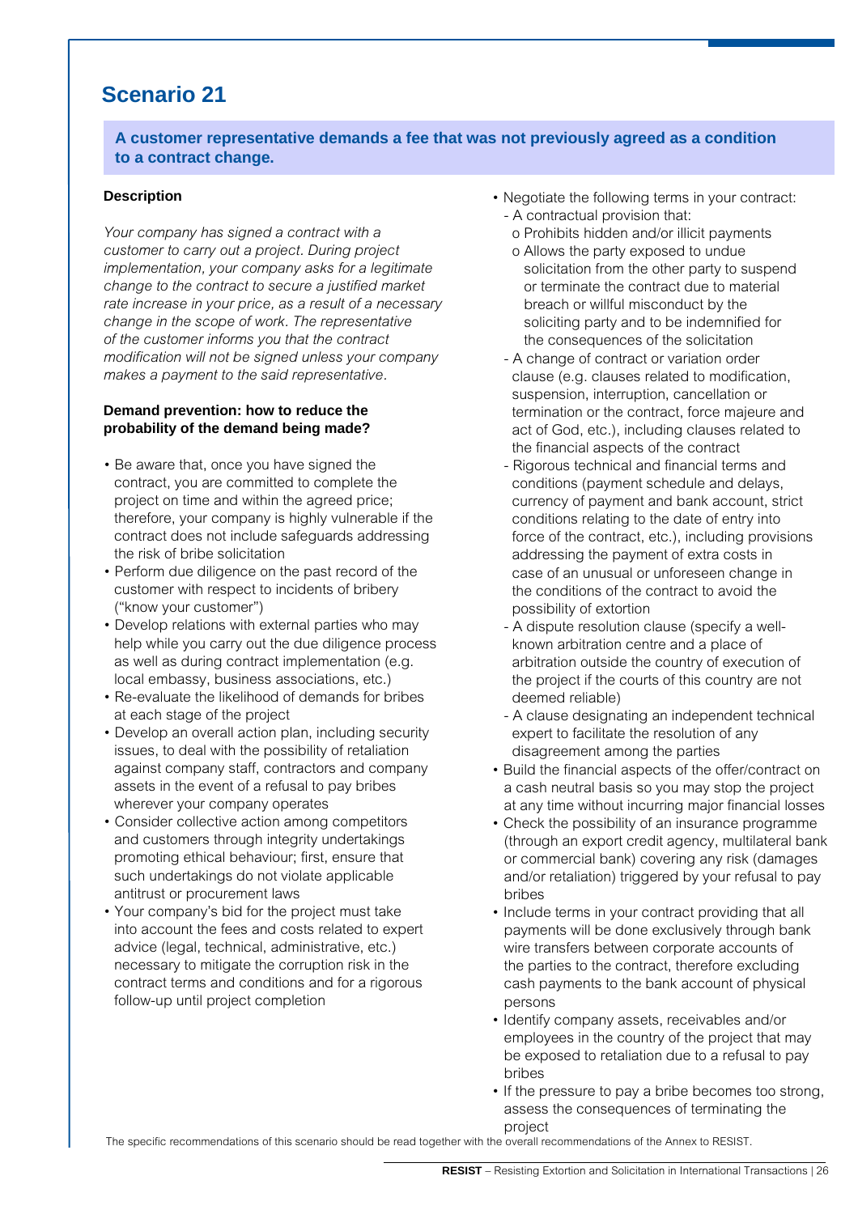# Scenario 21

**A customer representative demands a fee that was not previously agreed as a condition to a contract change.**

### Description

*Your company has signed a contract with a customer to carry out a project. During project implementation, your company asks for a legitimate change to the contract to secure a justified market rate increase in your price, as a result of a necessary change in the scope of work. The representative of the customer informs you that the contract modification will not be signed unless your company makes a payment to the said representative.*

### Demand prevention: how to reduce the probability of the demand being made?

- Be aware that, once you have signed the contract, you are committed to complete the project on time and within the agreed price; therefore, your company is highly vulnerable if the contract does not include safeguards addressing the risk of bribe solicitation
- Perform due diligence on the past record of the customer with respect to incidents of bribery ("know your customer")
- Develop relations with external parties who may help while you carry out the due diligence process as well as during contract implementation (e.g. local embassy, business associations, etc.)
- Re-evaluate the likelihood of demands for bribes at each stage of the project
- Develop an overall action plan, including security issues, to deal with the possibility of retaliation against company staff, contractors and company assets in the event of a refusal to pay bribes wherever your company operates
- Consider collective action among competitors and customers through integrity undertakings promoting ethical behaviour; first, ensure that such undertakings do not violate applicable antitrust or procurement laws
- Your company's bid for the project must take into account the fees and costs related to expert advice (legal, technical, administrative, etc.) necessary to mitigate the corruption risk in the contract terms and conditions and for a rigorous follow-up until project completion
- Negotiate the following terms in your contract:
  - A contractual provision that:
    - Prohibits hidden and/or illicit payments
    - Allows the party exposed to undue solicitation from the other party to suspend or terminate the contract due to material breach or willful misconduct by the soliciting party and to be indemnified for the consequences of the solicitation
  - A change of contract or variation order clause (e.g. clauses related to modification, suspension, interruption, cancellation or termination of the contract, force majeure and act of God, etc.), including clauses related to the financial aspects of the contract
  - Rigorous technical and financial terms and conditions (payment schedule and delays, currency of payment and bank account, strict conditions relating to the date of entry into force of the contract, etc.), including provisions addressing the payment of extra costs in case of an unusual or unforeseen change in the conditions of the contract to avoid the possibility of extortion
  - A dispute resolution clause (specify a well-known arbitration centre and a place of arbitration outside the country of execution of the project if the courts of this country are not deemed reliable)
  - A clause designating an independent technical expert to facilitate the resolution of any disagreement among the parties
- Build the financial aspects of the offer/contract on a cash neutral basis so you may stop the project at any time without incurring major financial losses
- Check the possibility of an insurance programme (through an export credit agency, multilateral bank or commercial bank) covering any risk (damages and/or retaliation) triggered by your refusal to pay bribes
- Include terms in your contract providing that all payments will be done exclusively through bank wire transfers between corporate accounts of the parties to the contract, therefore excluding cash payments to the bank account of physical persons
- Identify company assets, receivables and/or employees in the country of the project that may be exposed to retaliation due to a refusal to pay bribes
- If the pressure to pay a bribe becomes too strong, assess the consequences of terminating the project

The specific recommendations of this scenario should be read together with the overall recommendations of the Annex to RESIST.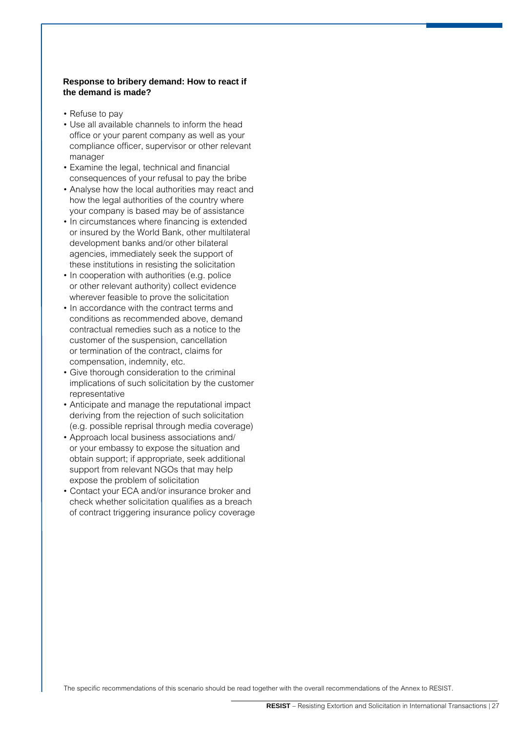**Response to bribery demand: How to react if the demand is made?**

- Refuse to pay
- Use all available channels to inform the head office or your parent company as well as your compliance officer, supervisor or other relevant manager
- Examine the legal, technical and financial consequences of your refusal to pay the bribe
- Analyse how the local authorities may react and how the legal authorities of the country where your company is based may be of assistance
- In circumstances where financing is extended or insured by the World Bank, other multilateral development banks and/or other bilateral agencies, immediately seek the support of these institutions in resisting the solicitation
- In cooperation with authorities (e.g. police or other relevant authority) collect evidence wherever feasible to prove the solicitation
- In accordance with the contract terms and conditions as recommended above, demand contractual remedies such as a notice to the customer of the suspension, cancellation or termination of the contract, claims for compensation, indemnity, etc.
- Give thorough consideration to the criminal implications of such solicitation by the customer representative
- Anticipate and manage the reputational impact deriving from the rejection of such solicitation (e.g. possible reprisal through media coverage)
- Approach local business associations and/or your embassy to expose the situation and obtain support; if appropriate, seek additional support from relevant NGOs that may help expose the problem of solicitation
- Contact your ECA and/or insurance broker and check whether solicitation qualifies as a breach of contract triggering insurance policy coverage

The specific recommendations of this scenario should be read together with the overall recommendations of the Annex to RESIST.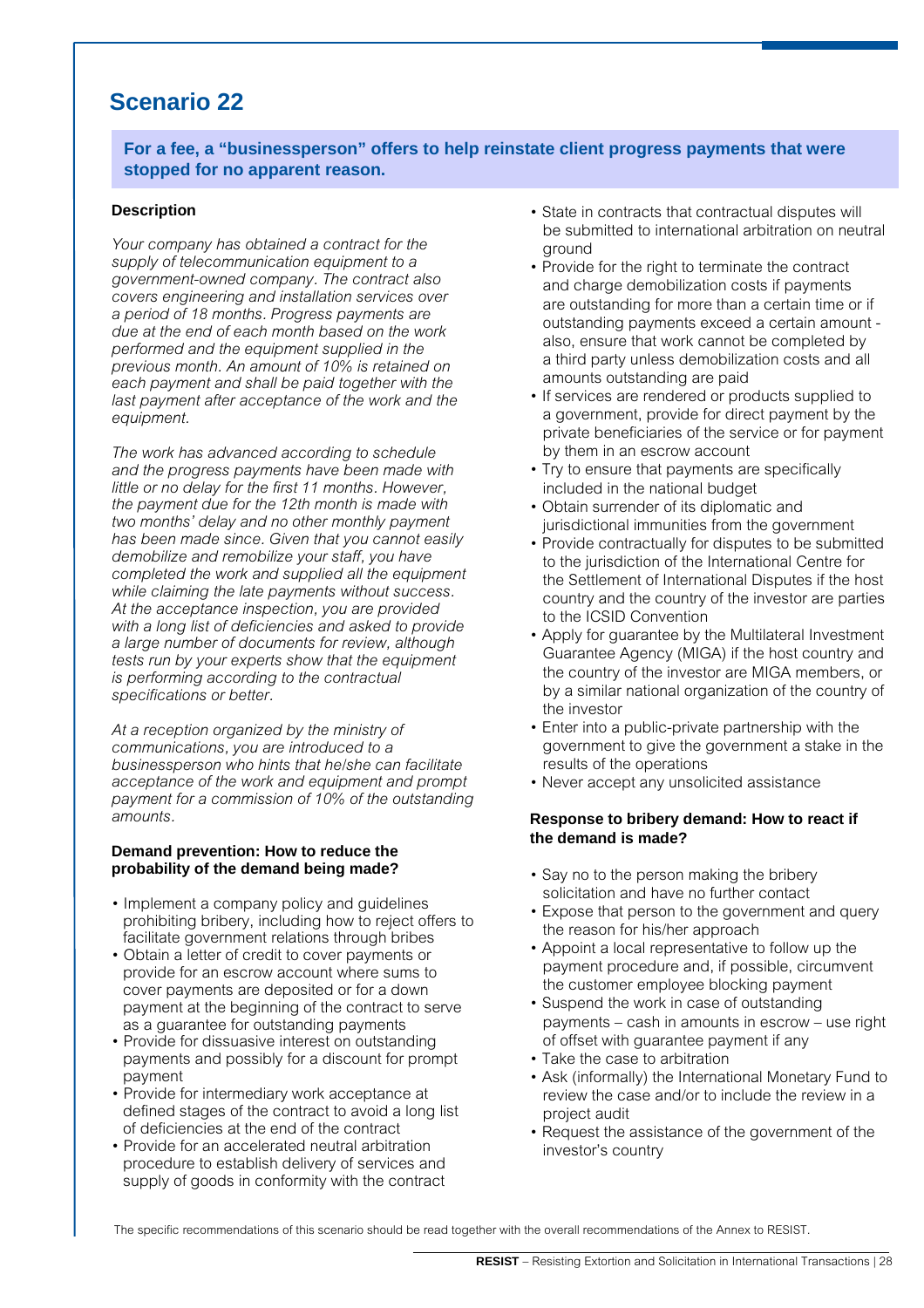# Scenario 22

**For a fee, a "businessperson" offers to help reinstate client progress payments that were stopped for no apparent reason.**

### Description

*Your company has obtained a contract for the supply of telecommunication equipment to a government-owned company. The contract also covers engineering and installation services over a period of 18 months. Progress payments are due at the end of each month based on the work performed and the equipment supplied in the previous month. An amount of 10% is retained on each payment and shall be paid together with the last payment after acceptance of the work and the equipment.*

*The work has advanced according to schedule and the progress payments have been made with little or no delay for the first 11 months. However, the payment due for the 12th month is made with two months' delay and no other monthly payment has been made since. Given that you cannot easily demobilize and remobilize your staff, you have completed the work and supplied all the equipment while claiming the late payments without success. At the acceptance inspection, you are provided with a long list of deficiencies and asked to provide a large number of documents for review, although tests run by your experts show that the equipment is performing according to the contractual specifications or better.*

*At a reception organized by the ministry of communications, you are introduced to a businessperson who hints that he/she can facilitate acceptance of the work and equipment and prompt payment for a commission of 10% of the outstanding amounts.*

### Demand prevention: How to reduce the probability of the demand being made?

- Implement a company policy and guidelines prohibiting bribery, including how to reject offers to facilitate government relations through bribes
- Obtain a letter of credit to cover payments or provide for an escrow account where sums to cover payments are deposited or for a down payment at the beginning of the contract to serve as a guarantee for outstanding payments
- Provide for dissuasive interest on outstanding payments and possibly for a discount for prompt payment
- Provide for intermediary work acceptance at defined stages of the contract to avoid a long list of deficiencies at the end of the contract
- Provide for an accelerated neutral arbitration procedure to establish delivery of services and supply of goods in conformity with the contract
- State in contracts that contractual disputes will be submitted to international arbitration on neutral ground
- Provide for the right to terminate the contract and charge demobilization costs if payments are outstanding for more than a certain time or if outstanding payments exceed a certain amount - also, ensure that work cannot be completed by a third party unless demobilization costs and all amounts outstanding are paid
- If services are rendered or products supplied to a government, provide for direct payment by the private beneficiaries of the service or for payment by them in an escrow account
- Try to ensure that payments are specifically included in the national budget
- Obtain surrender of its diplomatic and jurisdictional immunities from the government
- Provide contractually for disputes to be submitted to the jurisdiction of the International Centre for the Settlement of International Disputes if the host country and the country of the investor are parties to the ICSID Convention
- Apply for guarantee by the Multilateral Investment Guarantee Agency (MIGA) if the host country and the country of the investor are MIGA members, or by a similar national organization of the country of the investor
- Enter into a public-private partnership with the government to give the government a stake in the results of the operations
- Never accept any unsolicited assistance

### Response to bribery demand: How to react if the demand is made?

- Say no to the person making the bribery solicitation and have no further contact
- Expose that person to the government and query the reason for his/her approach
- Appoint a local representative to follow up the payment procedure and, if possible, circumvent the customer employee blocking payment
- Suspend the work in case of outstanding payments – cash in amounts in escrow – use right of offset with guarantee payment if any
- Take the case to arbitration
- Ask (informally) the International Monetary Fund to review the case and/or to include the review in a project audit
- Request the assistance of the government of the investor's country

The specific recommendations of this scenario should be read together with the overall recommendations of the Annex to RESIST.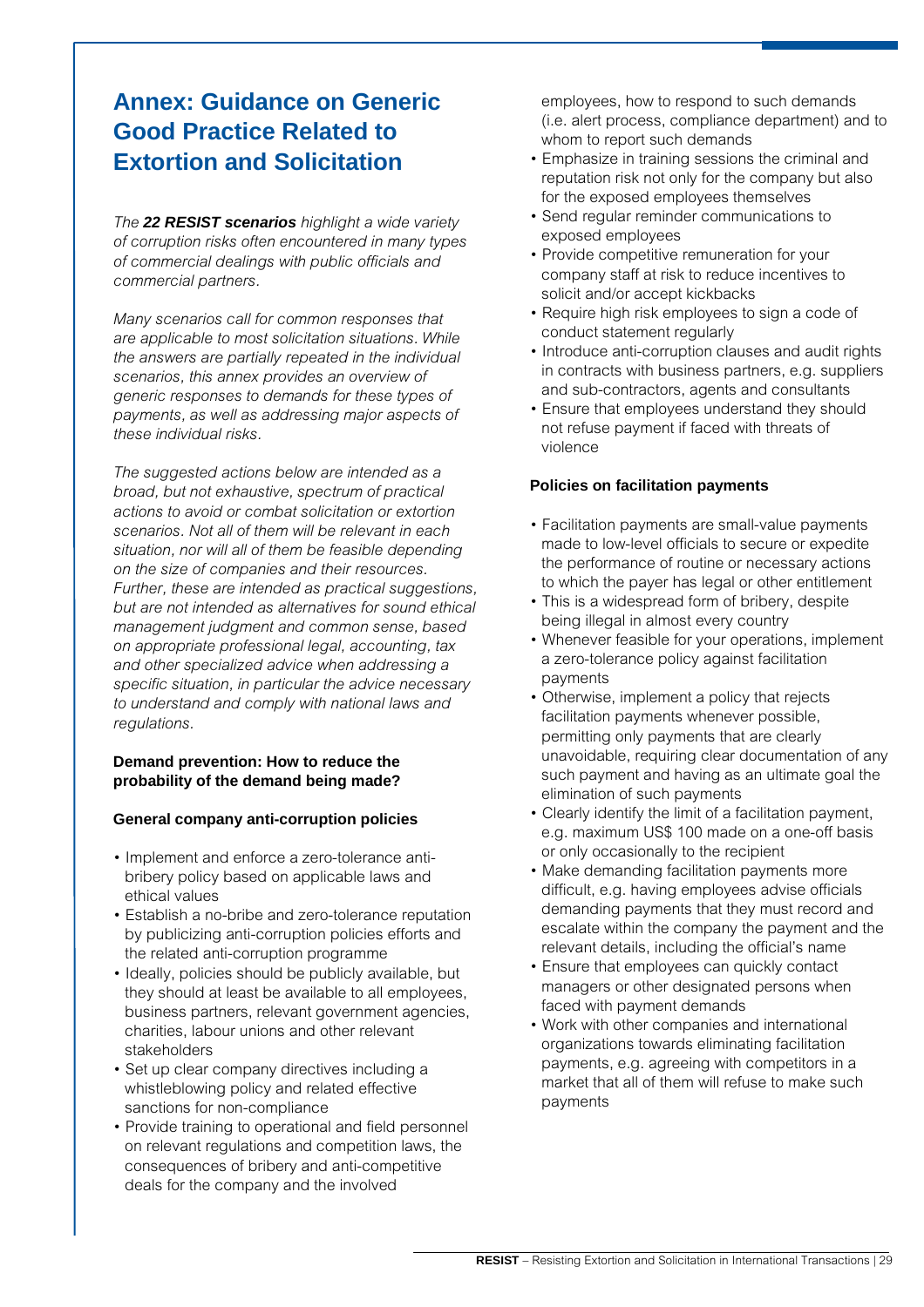# Annex: Guidance on Generic Good Practice Related to Extortion and Solicitation

*The **22 RESIST scenarios** highlight a wide variety of corruption risks often encountered in many types of commercial dealings with public officials and commercial partners.*

*Many scenarios call for common responses that are applicable to most solicitation situations. While the answers are partially repeated in the individual scenarios, this annex provides an overview of generic responses to demands for these types of payments, as well as addressing major aspects of these individual risks.*

*The suggested actions below are intended as a broad, but not exhaustive, spectrum of practical actions to avoid or combat solicitation or extortion scenarios. Not all of them will be relevant in each situation, nor will all of them be feasible depending on the size of companies and their resources. Further, these are intended as practical suggestions, but are not intended as alternatives for sound ethical management judgment and common sense, based on appropriate professional legal, accounting, tax and other specialized advice when addressing a specific situation, in particular the advice necessary to understand and comply with national laws and regulations.*

**Demand prevention: How to reduce the probability of the demand being made?**

**General company anti-corruption policies**

- Implement and enforce a zero-tolerance anti-bribery policy based on applicable laws and ethical values
- Establish a no-bribe and zero-tolerance reputation by publicizing anti-corruption policies efforts and the related anti-corruption programme
- Ideally, policies should be publicly available, but they should at least be available to all employees, business partners, relevant government agencies, charities, labour unions and other relevant stakeholders
- Set up clear company directives including a whistleblowing policy and related effective sanctions for non-compliance
- Provide training to operational and field personnel on relevant regulations and competition laws, the consequences of bribery and anti-competitive deals for the company and the involved employees, how to respond to such demands (i.e. alert process, compliance department) and to whom to report such demands
- Emphasize in training sessions the criminal and reputation risk not only for the company but also for the exposed employees themselves
- Send regular reminder communications to exposed employees
- Provide competitive remuneration for your company staff at risk to reduce incentives to solicit and/or accept kickbacks
- Require high risk employees to sign a code of conduct statement regularly
- Introduce anti-corruption clauses and audit rights in contracts with business partners, e.g. suppliers and sub-contractors, agents and consultants
- Ensure that employees understand they should not refuse payment if faced with threats of violence

**Policies on facilitation payments**

- Facilitation payments are small-value payments made to low-level officials to secure or expedite the performance of routine or necessary actions to which the payer has legal or other entitlement
- This is a widespread form of bribery, despite being illegal in almost every country
- Whenever feasible for your operations, implement a zero-tolerance policy against facilitation payments
- Otherwise, implement a policy that rejects facilitation payments whenever possible, permitting only payments that are clearly unavoidable, requiring clear documentation of any such payment and having as an ultimate goal the elimination of such payments
- Clearly identify the limit of a facilitation payment, e.g. maximum US$ 100 made on a one-off basis or only occasionally to the recipient
- Make demanding facilitation payments more difficult, e.g. having employees advise officials demanding payments that they must record and escalate within the company the payment and the relevant details, including the official's name
- Ensure that employees can quickly contact managers or other designated persons when faced with payment demands
- Work with other companies and international organizations towards eliminating facilitation payments, e.g. agreeing with competitors in a market that all of them will refuse to make such payments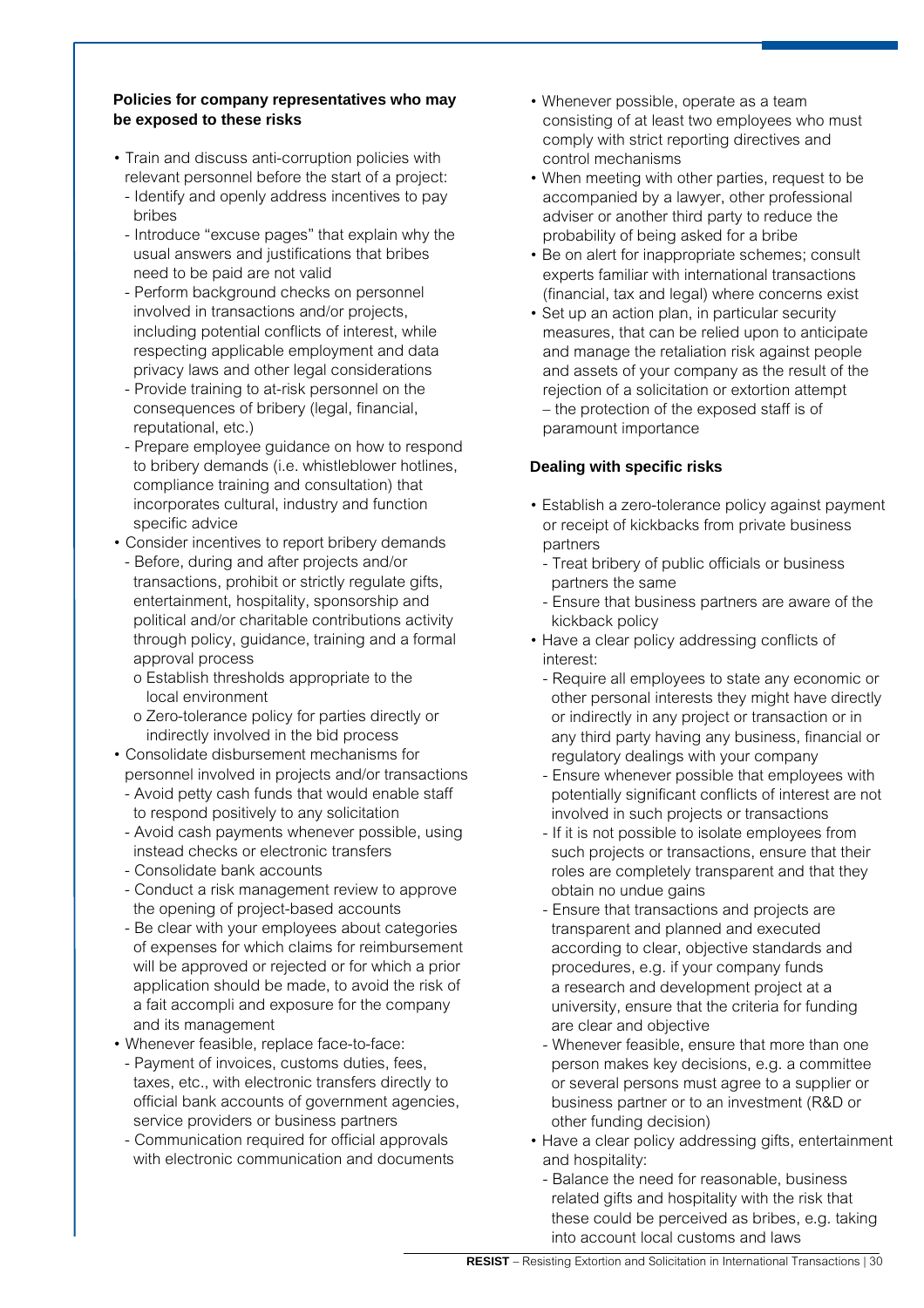**Policies for company representatives who may be exposed to these risks**

- Train and discuss anti-corruption policies with relevant personnel before the start of a project:
  - Identify and openly address incentives to pay bribes
  - Introduce "excuse pages" that explain why the usual answers and justifications that bribes need to be paid are not valid
  - Perform background checks on personnel involved in transactions and/or projects, including potential conflicts of interest, while respecting applicable employment and data privacy laws and other legal considerations
  - Provide training to at-risk personnel on the consequences of bribery (legal, financial, reputational, etc.)
  - Prepare employee guidance on how to respond to bribery demands (i.e. whistleblower hotlines, compliance training and consultation) that incorporates cultural, industry and function specific advice
- Consider incentives to report bribery demands
  - Before, during and after projects and/or transactions, prohibit or strictly regulate gifts, entertainment, hospitality, sponsorship and political and/or charitable contributions activity through policy, guidance, training and a formal approval process
    - o Establish thresholds appropriate to the local environment
    - o Zero-tolerance policy for parties directly or indirectly involved in the bid process
- Consolidate disbursement mechanisms for personnel involved in projects and/or transactions
  - Avoid petty cash funds that would enable staff to respond positively to any solicitation
  - Avoid cash payments whenever possible, using instead checks or electronic transfers
  - Consolidate bank accounts
  - Conduct a risk management review to approve the opening of project-based accounts
  - Be clear with your employees about categories of expenses for which claims for reimbursement will be approved or rejected or for which a prior application should be made, to avoid the risk of a fait accompli and exposure for the company and its management
- Whenever feasible, replace face-to-face:
  - Payment of invoices, customs duties, fees, taxes, etc., with electronic transfers directly to official bank accounts of government agencies, service providers or business partners
  - Communication required for official approvals with electronic communication and documents
- Whenever possible, operate as a team consisting of at least two employees who must comply with strict reporting directives and control mechanisms
- When meeting with other parties, request to be accompanied by a lawyer, other professional adviser or another third party to reduce the probability of being asked for a bribe
- Be on alert for inappropriate schemes; consult experts familiar with international transactions (financial, tax and legal) where concerns exist
- Set up an action plan, in particular security measures, that can be relied upon to anticipate and manage the retaliation risk against people and assets of your company as the result of the rejection of a solicitation or extortion attempt – the protection of the exposed staff is of paramount importance

**Dealing with specific risks**

- Establish a zero-tolerance policy against payment or receipt of kickbacks from private business partners
  - Treat bribery of public officials or business partners the same
  - Ensure that business partners are aware of the kickback policy
- Have a clear policy addressing conflicts of interest:
  - Require all employees to state any economic or other personal interests they might have directly or indirectly in any project or transaction or in any third party having any business, financial or regulatory dealings with your company
  - Ensure whenever possible that employees with potentially significant conflicts of interest are not involved in such projects or transactions
  - If it is not possible to isolate employees from such projects or transactions, ensure that their roles are completely transparent and that they obtain no undue gains
  - Ensure that transactions and projects are transparent and planned and executed according to clear, objective standards and procedures, e.g. if your company funds a research and development project at a university, ensure that the criteria for funding are clear and objective
  - Whenever feasible, ensure that more than one person makes key decisions, e.g. a committee or several persons must agree to a supplier or business partner or to an investment (R&D or other funding decision)
- Have a clear policy addressing gifts, entertainment and hospitality:
  - Balance the need for reasonable, business related gifts and hospitality with the risk that these could be perceived as bribes, e.g. taking into account local customs and laws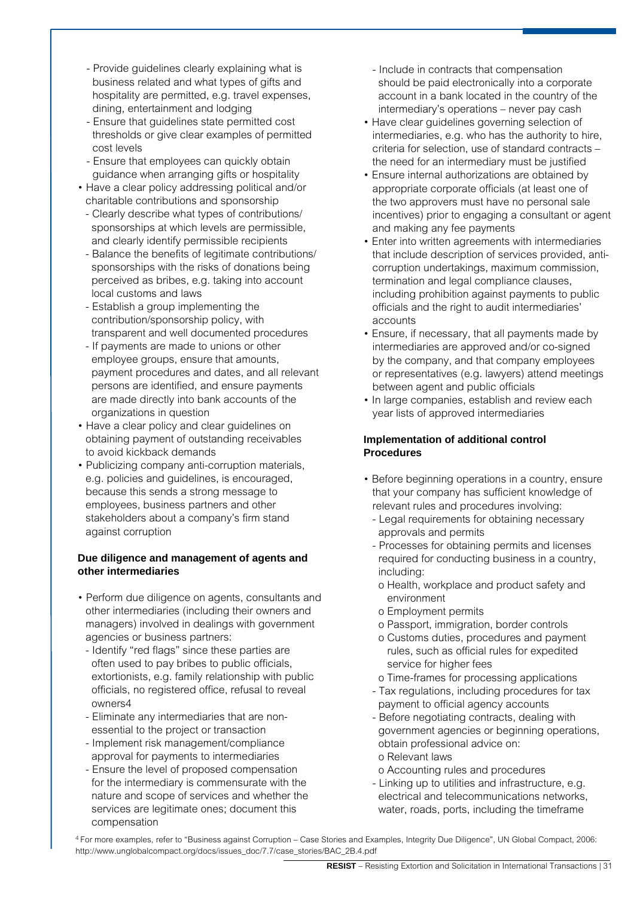- Provide guidelines clearly explaining what is business related and what types of gifts and hospitality are permitted, e.g. travel expenses, dining, entertainment and lodging
  - Ensure that guidelines state permitted cost thresholds or give clear examples of permitted cost levels
  - Ensure that employees can quickly obtain guidance when arranging gifts or hospitality
- Have a clear policy addressing political and/or charitable contributions and sponsorship
  - Clearly describe what types of contributions/ sponsorships at which levels are permissible, and clearly identify permissible recipients
  - Balance the benefits of legitimate contributions/ sponsorships with the risks of donations being perceived as bribes, e.g. taking into account local customs and laws
  - Establish a group implementing the contribution/sponsorship policy, with transparent and well documented procedures
  - If payments are made to unions or other employee groups, ensure that amounts, payment procedures and dates, and all relevant persons are identified, and ensure payments are made directly into bank accounts of the organizations in question
- Have a clear policy and clear guidelines on obtaining payment of outstanding receivables to avoid kickback demands
- Publicizing company anti-corruption materials, e.g. policies and guidelines, is encouraged, because this sends a strong message to employees, business partners and other stakeholders about a company's firm stand against corruption

**Due diligence and management of agents and other intermediaries**

- Perform due diligence on agents, consultants and other intermediaries (including their owners and managers) involved in dealings with government agencies or business partners:
  - Identify "red flags" since these parties are often used to pay bribes to public officials, extortionists, e.g. family relationship with public officials, no registered office, refusal to reveal owners[4]
  - Eliminate any intermediaries that are non-essential to the project or transaction
  - Implement risk management/compliance approval for payments to intermediaries
  - Ensure the level of proposed compensation for the intermediary is commensurate with the nature and scope of services and whether the services are legitimate ones; document this compensation
  - Include in contracts that compensation should be paid electronically into a corporate account in a bank located in the country of the intermediary's operations – never pay cash
- Have clear guidelines governing selection of intermediaries, e.g. who has the authority to hire, criteria for selection, use of standard contracts – the need for an intermediary must be justified
- Ensure internal authorizations are obtained by appropriate corporate officials (at least one of the two approvers must have no personal sale incentives) prior to engaging a consultant or agent and making any fee payments
- Enter into written agreements with intermediaries that include description of services provided, anti-corruption undertakings, maximum commission, termination and legal compliance clauses, including prohibition against payments to public officials and the right to audit intermediaries' accounts
- Ensure, if necessary, that all payments made by intermediaries are approved and/or co-signed by the company, and that company employees or representatives (e.g. lawyers) attend meetings between agent and public officials
- In large companies, establish and review each year lists of approved intermediaries

**Implementation of additional control Procedures**

- Before beginning operations in a country, ensure that your company has sufficient knowledge of relevant rules and procedures involving:
  - Legal requirements for obtaining necessary approvals and permits
  - Processes for obtaining permits and licenses required for conducting business in a country, including:
    - o Health, workplace and product safety and environment
    - o Employment permits
    - o Passport, immigration, border controls
    - o Customs duties, procedures and payment rules, such as official rules for expedited service for higher fees
    - o Time-frames for processing applications
  - Tax regulations, including procedures for tax payment to official agency accounts
  - Before negotiating contracts, dealing with government agencies or beginning operations, obtain professional advice on:
    - o Relevant laws
    - o Accounting rules and procedures
  - Linking up to utilities and infrastructure, e.g. electrical and telecommunications networks, water, roads, ports, including the timeframe

[4] For more examples, refer to "Business against Corruption – Case Stories and Examples, Integrity Due Diligence", UN Global Compact, 2006: http://www.unglobalcompact.org/docs/issues_doc/7.7/case_stories/BAC_2B.4.pdf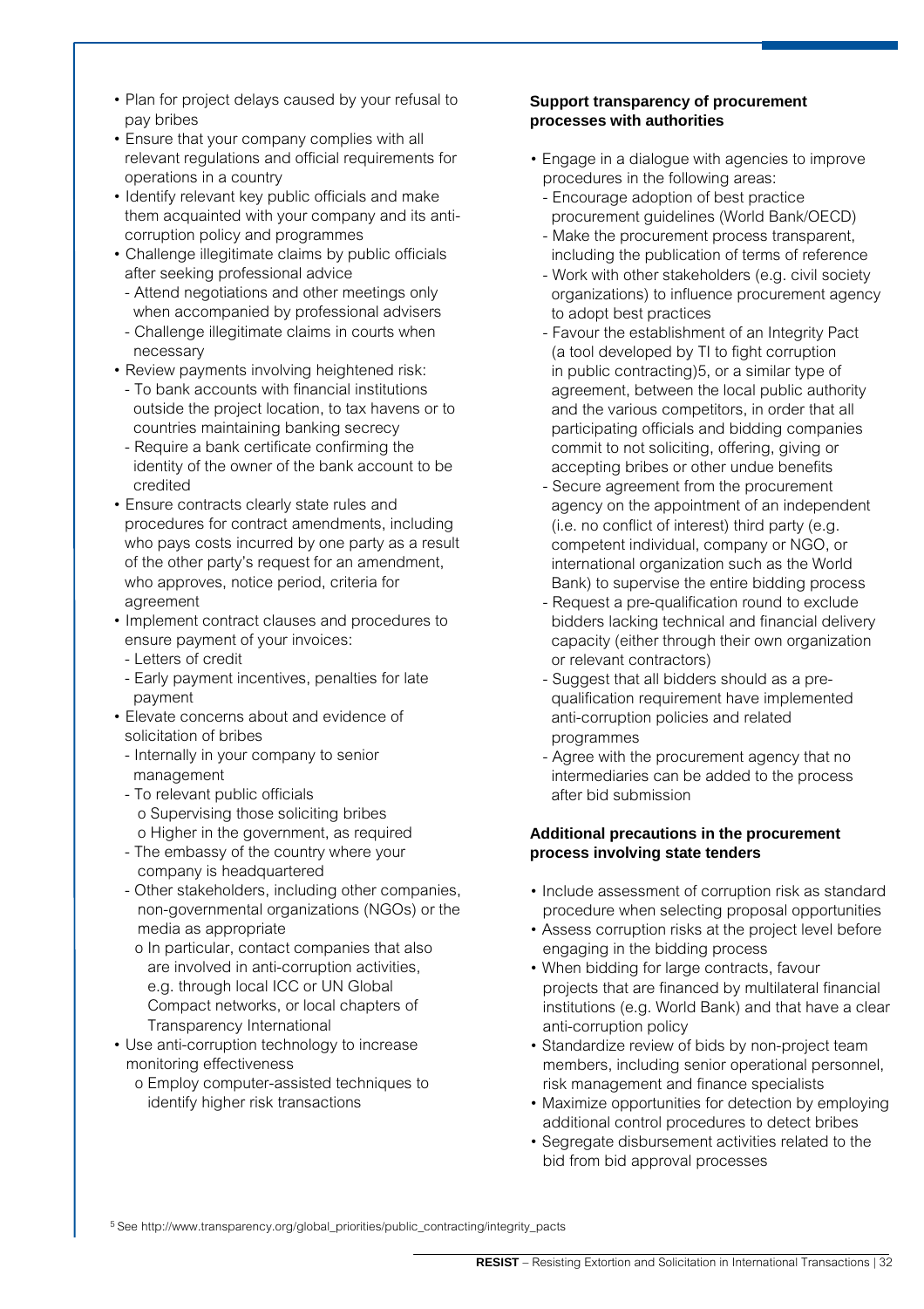- Plan for project delays caused by your refusal to pay bribes
- Ensure that your company complies with all relevant regulations and official requirements for operations in a country
- Identify relevant key public officials and make them acquainted with your company and its anti-corruption policy and programmes
- Challenge illegitimate claims by public officials after seeking professional advice
  - Attend negotiations and other meetings only when accompanied by professional advisers
  - Challenge illegitimate claims in courts when necessary
- Review payments involving heightened risk:
  - To bank accounts with financial institutions outside the project location, to tax havens or to countries maintaining banking secrecy
  - Require a bank certificate confirming the identity of the owner of the bank account to be credited
- Ensure contracts clearly state rules and procedures for contract amendments, including who pays costs incurred by one party as a result of the other party's request for an amendment, who approves, notice period, criteria for agreement
- Implement contract clauses and procedures to ensure payment of your invoices:
  - Letters of credit
  - Early payment incentives, penalties for late payment
- Elevate concerns about and evidence of solicitation of bribes
  - Internally in your company to senior management
  - To relevant public officials
    - o Supervising those soliciting bribes
    - o Higher in the government, as required
  - The embassy of the country where your company is headquartered
  - Other stakeholders, including other companies, non-governmental organizations (NGOs) or the media as appropriate
    - o In particular, contact companies that also are involved in anti-corruption activities, e.g. through local ICC or UN Global Compact networks, or local chapters of Transparency International
- Use anti-corruption technology to increase monitoring effectiveness
  - o Employ computer-assisted techniques to identify higher risk transactions

**Support transparency of procurement processes with authorities**

- Engage in a dialogue with agencies to improve procedures in the following areas:
  - Encourage adoption of best practice procurement guidelines (World Bank/OECD)
  - Make the procurement process transparent, including the publication of terms of reference
  - Work with other stakeholders (e.g. civil society organizations) to influence procurement agency to adopt best practices
  - Favour the establishment of an Integrity Pact (a tool developed by TI to fight corruption in public contracting)[5], or a similar type of agreement, between the local public authority and the various competitors, in order that all participating officials and bidding companies commit to not soliciting, offering, giving or accepting bribes or other undue benefits
  - Secure agreement from the procurement agency on the appointment of an independent (i.e. no conflict of interest) third party (e.g. competent individual, company or NGO, or international organization such as the World Bank) to supervise the entire bidding process
  - Request a pre-qualification round to exclude bidders lacking technical and financial delivery capacity (either through their own organization or relevant contractors)
  - Suggest that all bidders should as a pre-qualification requirement have implemented anti-corruption policies and related programmes
  - Agree with the procurement agency that no intermediaries can be added to the process after bid submission

**Additional precautions in the procurement process involving state tenders**

- Include assessment of corruption risk as standard procedure when selecting proposal opportunities
- Assess corruption risks at the project level before engaging in the bidding process
- When bidding for large contracts, favour projects that are financed by multilateral financial institutions (e.g. World Bank) and that have a clear anti-corruption policy
- Standardize review of bids by non-project team members, including senior operational personnel, risk management and finance specialists
- Maximize opportunities for detection by employing additional control procedures to detect bribes
- Segregate disbursement activities related to the bid from bid approval processes

[5] See http://www.transparency.org/global_priorities/public_contracting/integrity_pacts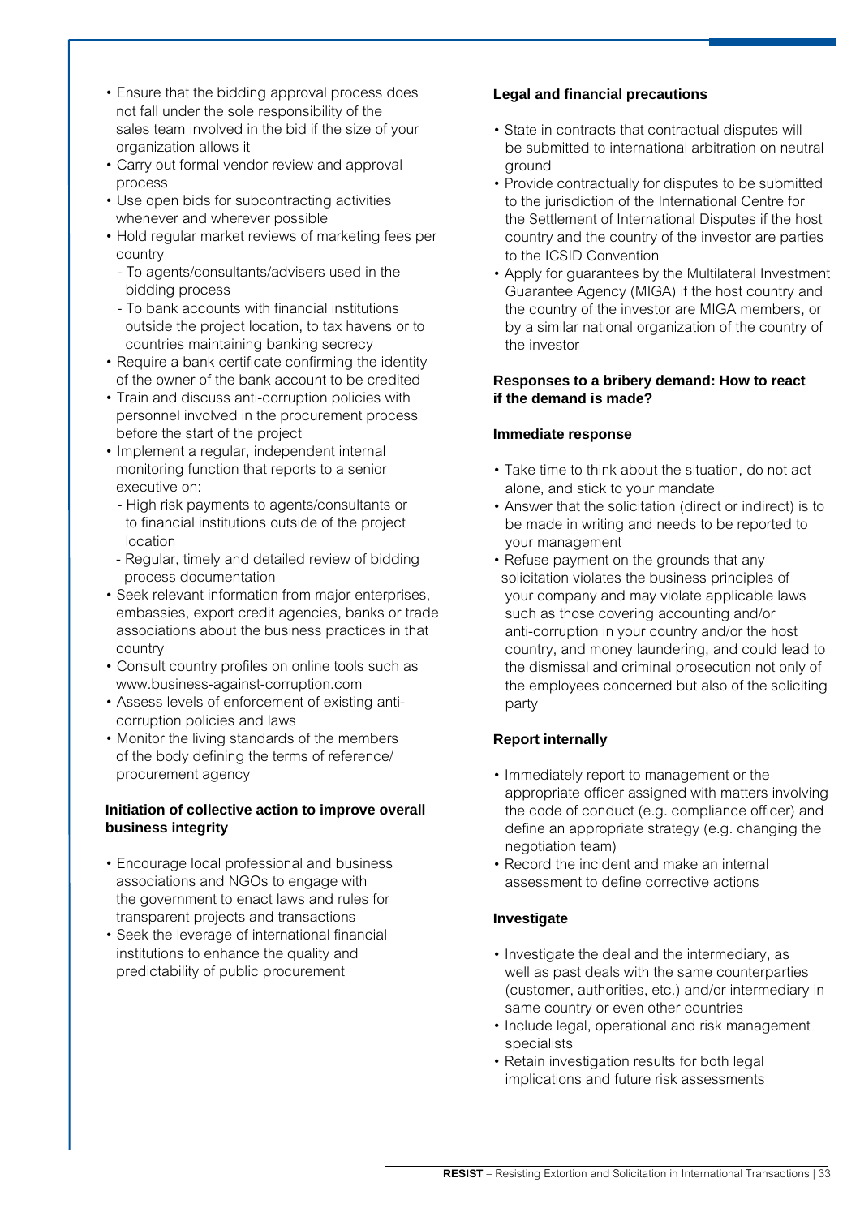- Ensure that the bidding approval process does not fall under the sole responsibility of the sales team involved in the bid if the size of your organization allows it
- Carry out formal vendor review and approval process
- Use open bids for subcontracting activities whenever and wherever possible
- Hold regular market reviews of marketing fees per country
  - To agents/consultants/advisers used in the bidding process
  - To bank accounts with financial institutions outside the project location, to tax havens or to countries maintaining banking secrecy
- Require a bank certificate confirming the identity of the owner of the bank account to be credited
- Train and discuss anti-corruption policies with personnel involved in the procurement process before the start of the project
- Implement a regular, independent internal monitoring function that reports to a senior executive on:
  - High risk payments to agents/consultants or to financial institutions outside of the project location
  - Regular, timely and detailed review of bidding process documentation
- Seek relevant information from major enterprises, embassies, export credit agencies, banks or trade associations about the business practices in that country
- Consult country profiles on online tools such as www.business-against-corruption.com
- Assess levels of enforcement of existing anti-corruption policies and laws
- Monitor the living standards of the members of the body defining the terms of reference/procurement agency

**Initiation of collective action to improve overall business integrity**

- Encourage local professional and business associations and NGOs to engage with the government to enact laws and rules for transparent projects and transactions
- Seek the leverage of international financial institutions to enhance the quality and predictability of public procurement

**Legal and financial precautions**

- State in contracts that contractual disputes will be submitted to international arbitration on neutral ground
- Provide contractually for disputes to be submitted to the jurisdiction of the International Centre for the Settlement of International Disputes if the host country and the country of the investor are parties to the ICSID Convention
- Apply for guarantees by the Multilateral Investment Guarantee Agency (MIGA) if the host country and the country of the investor are MIGA members, or by a similar national organization of the country of the investor

**Responses to a bribery demand: How to react if the demand is made?**

**Immediate response**

- Take time to think about the situation, do not act alone, and stick to your mandate
- Answer that the solicitation (direct or indirect) is to be made in writing and needs to be reported to your management
- Refuse payment on the grounds that any solicitation violates the business principles of your company and may violate applicable laws such as those covering accounting and/or anti-corruption in your country and/or the host country, and money laundering, and could lead to the dismissal and criminal prosecution not only of the employees concerned but also of the soliciting party

**Report internally**

- Immediately report to management or the appropriate officer assigned with matters involving the code of conduct (e.g. compliance officer) and define an appropriate strategy (e.g. changing the negotiation team)
- Record the incident and make an internal assessment to define corrective actions

**Investigate**

- Investigate the deal and the intermediary, as well as past deals with the same counterparties (customer, authorities, etc.) and/or intermediary in same country or even other countries
- Include legal, operational and risk management specialists
- Retain investigation results for both legal implications and future risk assessments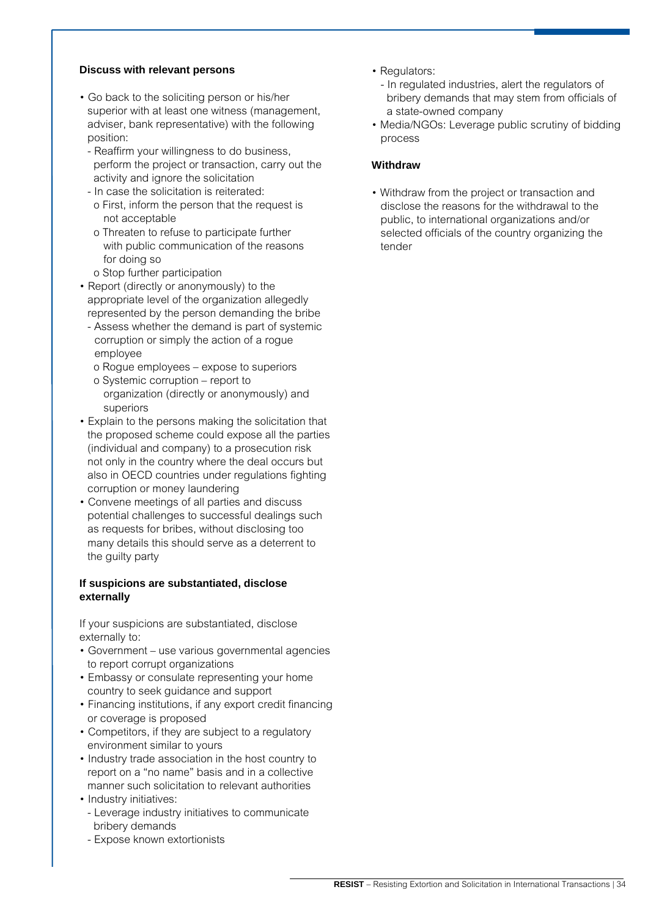**Discuss with relevant persons**

- Go back to the soliciting person or his/her superior with at least one witness (management, adviser, bank representative) with the following position:
  - Reaffirm your willingness to do business, perform the project or transaction, carry out the activity and ignore the solicitation
  - In case the solicitation is reiterated:
    - o First, inform the person that the request is not acceptable
    - o Threaten to refuse to participate further with public communication of the reasons for doing so
    - o Stop further participation
- Report (directly or anonymously) to the appropriate level of the organization allegedly represented by the person demanding the bribe
  - Assess whether the demand is part of systemic corruption or simply the action of a rogue employee
    - o Rogue employees – expose to superiors
    - o Systemic corruption – report to organization (directly or anonymously) and superiors
- Explain to the persons making the solicitation that the proposed scheme could expose all the parties (individual and company) to a prosecution risk not only in the country where the deal occurs but also in OECD countries under regulations fighting corruption or money laundering
- Convene meetings of all parties and discuss potential challenges to successful dealings such as requests for bribes, without disclosing too many details this should serve as a deterrent to the guilty party

**If suspicions are substantiated, disclose externally**

If your suspicions are substantiated, disclose externally to:

- Government – use various governmental agencies to report corrupt organizations
- Embassy or consulate representing your home country to seek guidance and support
- Financing institutions, if any export credit financing or coverage is proposed
- Competitors, if they are subject to a regulatory environment similar to yours
- Industry trade association in the host country to report on a "no name" basis and in a collective manner such solicitation to relevant authorities
- Industry initiatives:
  - Leverage industry initiatives to communicate bribery demands
  - Expose known extortionists
- Regulators:
  - In regulated industries, alert the regulators of bribery demands that may stem from officials of a state-owned company
- Media/NGOs: Leverage public scrutiny of bidding process

**Withdraw**

- Withdraw from the project or transaction and disclose the reasons for the withdrawal to the public, to international organizations and/or selected officials of the country organizing the tender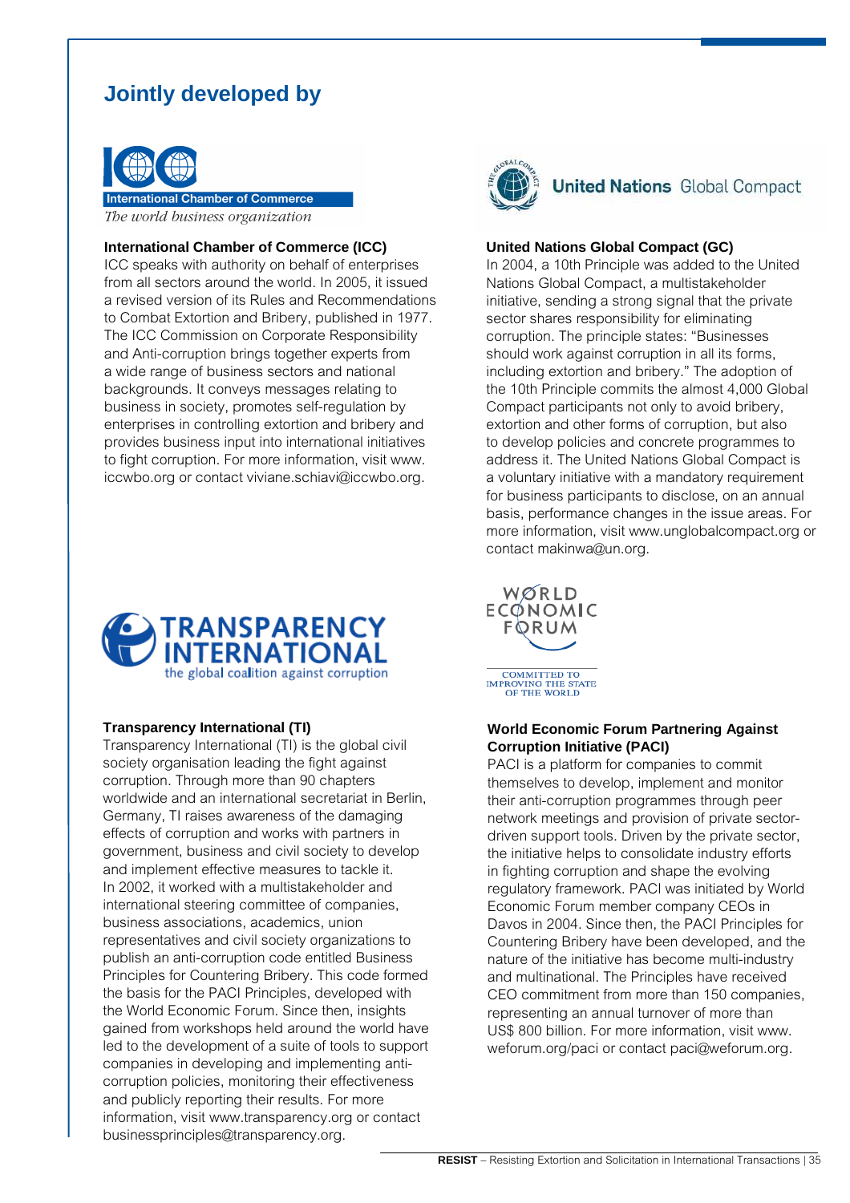# Jointly developed by

International Chamber of Commerce
*The world business organization*

### International Chamber of Commerce (ICC)

ICC speaks with authority on behalf of enterprises from all sectors around the world. In 2005, it issued a revised version of its Rules and Recommendations to Combat Extortion and Bribery, published in 1977. The ICC Commission on Corporate Responsibility and Anti-corruption brings together experts from a wide range of business sectors and national backgrounds. It conveys messages relating to business in society, promotes self-regulation by enterprises in controlling extortion and bribery and provides business input into international initiatives to fight corruption. For more information, visit www.iccwbo.org or contact viviane.schiavi@iccwbo.org.

United Nations Global Compact

### United Nations Global Compact (GC)

In 2004, a 10th Principle was added to the United Nations Global Compact, a multistakeholder initiative, sending a strong signal that the private sector shares responsibility for eliminating corruption. The principle states: "Businesses should work against corruption in all its forms, including extortion and bribery." The adoption of the 10th Principle commits the almost 4,000 Global Compact participants not only to avoid bribery, extortion and other forms of corruption, but also to develop policies and concrete programmes to address it. The United Nations Global Compact is a voluntary initiative with a mandatory requirement for business participants to disclose, on an annual basis, performance changes in the issue areas. For more information, visit www.unglobalcompact.org or contact makinwa@un.org.

TRANSPARENCY INTERNATIONAL
the global coalition against corruption

### Transparency International (TI)

Transparency International (TI) is the global civil society organisation leading the fight against corruption. Through more than 90 chapters worldwide and an international secretariat in Berlin, Germany, TI raises awareness of the damaging effects of corruption and works with partners in government, business and civil society to develop and implement effective measures to tackle it. In 2002, it worked with a multistakeholder and international steering committee of companies, business associations, academics, union representatives and civil society organizations to publish an anti-corruption code entitled Business Principles for Countering Bribery. This code formed the basis for the PACI Principles, developed with the World Economic Forum. Since then, insights gained from workshops held around the world have led to the development of a suite of tools to support companies in developing and implementing anti-corruption policies, monitoring their effectiveness and publicly reporting their results. For more information, visit www.transparency.org or contact businessprinciples@transparency.org.

WORLD ECONOMIC FORUM
COMMITTED TO IMPROVING THE STATE OF THE WORLD

### World Economic Forum Partnering Against Corruption Initiative (PACI)

PACI is a platform for companies to commit themselves to develop, implement and monitor their anti-corruption programmes through peer network meetings and provision of private sector-driven support tools. Driven by the private sector, the initiative helps to consolidate industry efforts in fighting corruption and shape the evolving regulatory framework. PACI was initiated by World Economic Forum member company CEOs in Davos in 2004. Since then, the PACI Principles for Countering Bribery have been developed, and the nature of the initiative has become multi-industry and multinational. The Principles have received CEO commitment from more than 150 companies, representing an annual turnover of more than US$ 800 billion. For more information, visit www.weforum.org/paci or contact paci@weforum.org.